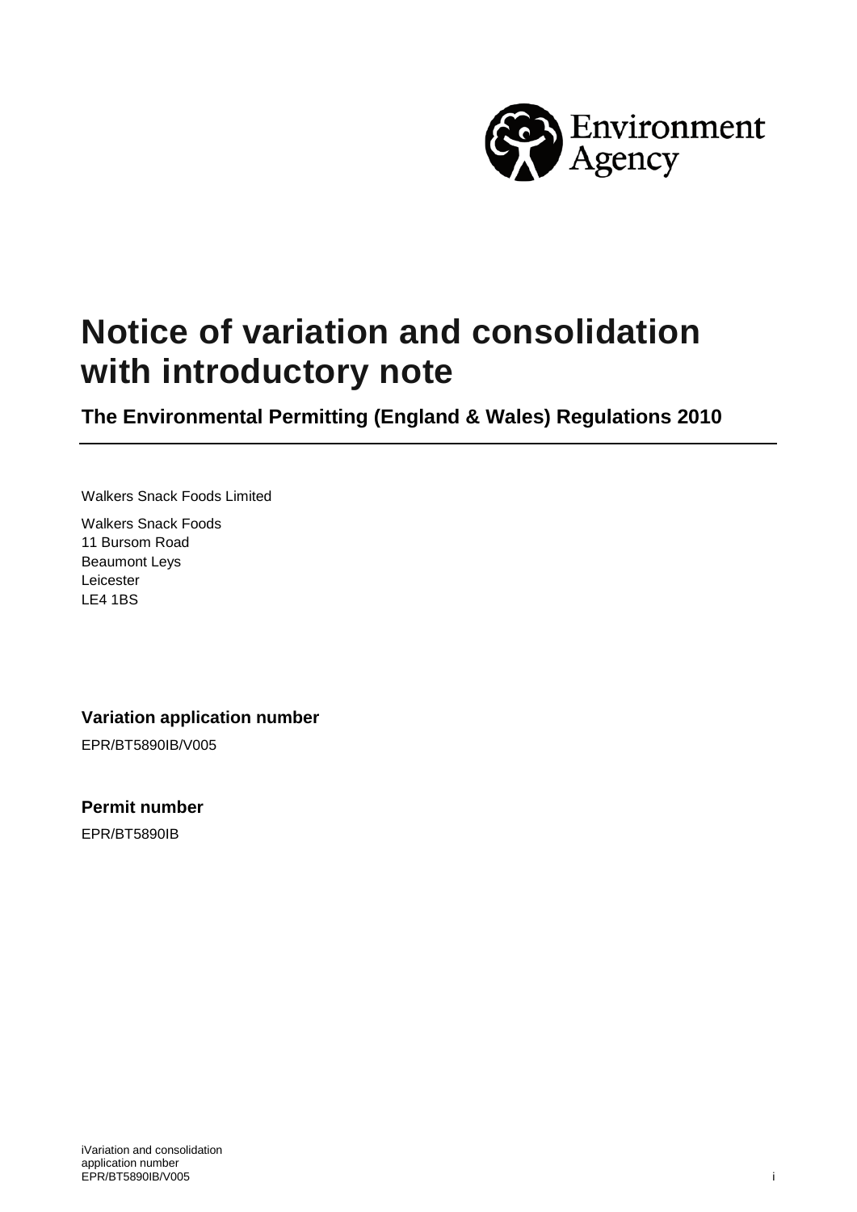# Notice of variation and consolidation with introductory note

## The Environmental Permitting (England & Wales) Regulations 2010

Walkers Snack Foods Limited

Walkers Snack Foods
11 Bursom Road
Beaumont Leys
Leicester
LE4 1BS

### Variation application number

EPR/BT5890IB/V005

### Permit number

EPR/BT5890IB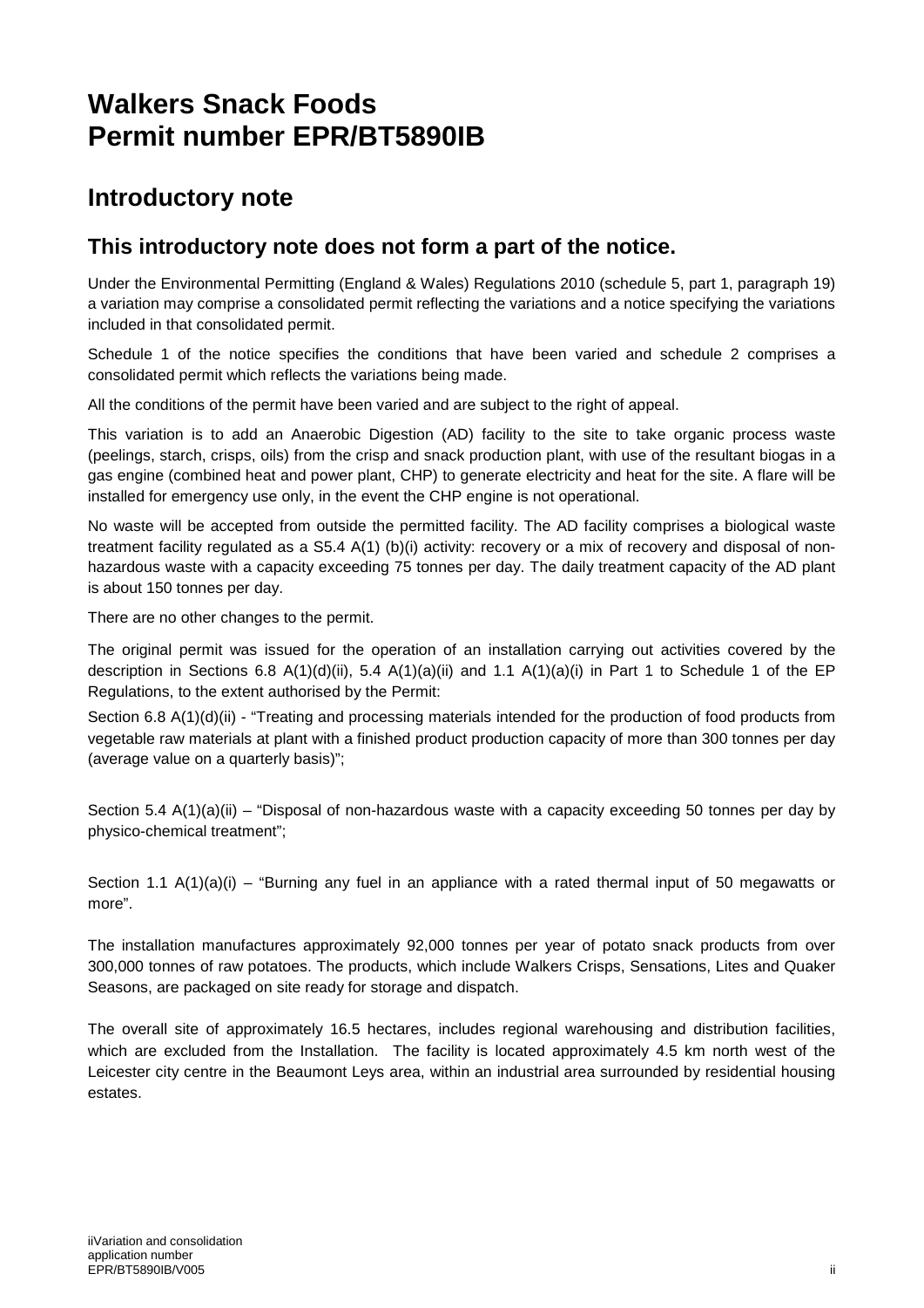# Walkers Snack Foods
# Permit number EPR/BT5890IB

## Introductory note

### This introductory note does not form a part of the notice.

Under the Environmental Permitting (England & Wales) Regulations 2010 (schedule 5, part 1, paragraph 19) a variation may comprise a consolidated permit reflecting the variations and a notice specifying the variations included in that consolidated permit.

Schedule 1 of the notice specifies the conditions that have been varied and schedule 2 comprises a consolidated permit which reflects the variations being made.

All the conditions of the permit have been varied and are subject to the right of appeal.

This variation is to add an Anaerobic Digestion (AD) facility to the site to take organic process waste (peelings, starch, crisps, oils) from the crisp and snack production plant, with use of the resultant biogas in a gas engine (combined heat and power plant, CHP) to generate electricity and heat for the site. A flare will be installed for emergency use only, in the event the CHP engine is not operational.

No waste will be accepted from outside the permitted facility. The AD facility comprises a biological waste treatment facility regulated as a S5.4 A(1) (b)(i) activity: recovery or a mix of recovery and disposal of non-hazardous waste with a capacity exceeding 75 tonnes per day. The daily treatment capacity of the AD plant is about 150 tonnes per day.

There are no other changes to the permit.

The original permit was issued for the operation of an installation carrying out activities covered by the description in Sections 6.8 A(1)(d)(ii), 5.4 A(1)(a)(ii) and 1.1 A(1)(a)(i) in Part 1 to Schedule 1 of the EP Regulations, to the extent authorised by the Permit:

Section 6.8 A(1)(d)(ii) - "Treating and processing materials intended for the production of food products from vegetable raw materials at plant with a finished product production capacity of more than 300 tonnes per day (average value on a quarterly basis)";

Section 5.4 A(1)(a)(ii) – "Disposal of non-hazardous waste with a capacity exceeding 50 tonnes per day by physico-chemical treatment";

Section 1.1 A(1)(a)(i) – "Burning any fuel in an appliance with a rated thermal input of 50 megawatts or more".

The installation manufactures approximately 92,000 tonnes per year of potato snack products from over 300,000 tonnes of raw potatoes. The products, which include Walkers Crisps, Sensations, Lites and Quaker Seasons, are packaged on site ready for storage and dispatch.

The overall site of approximately 16.5 hectares, includes regional warehousing and distribution facilities, which are excluded from the Installation. The facility is located approximately 4.5 km north west of the Leicester city centre in the Beaumont Leys area, within an industrial area surrounded by residential housing estates.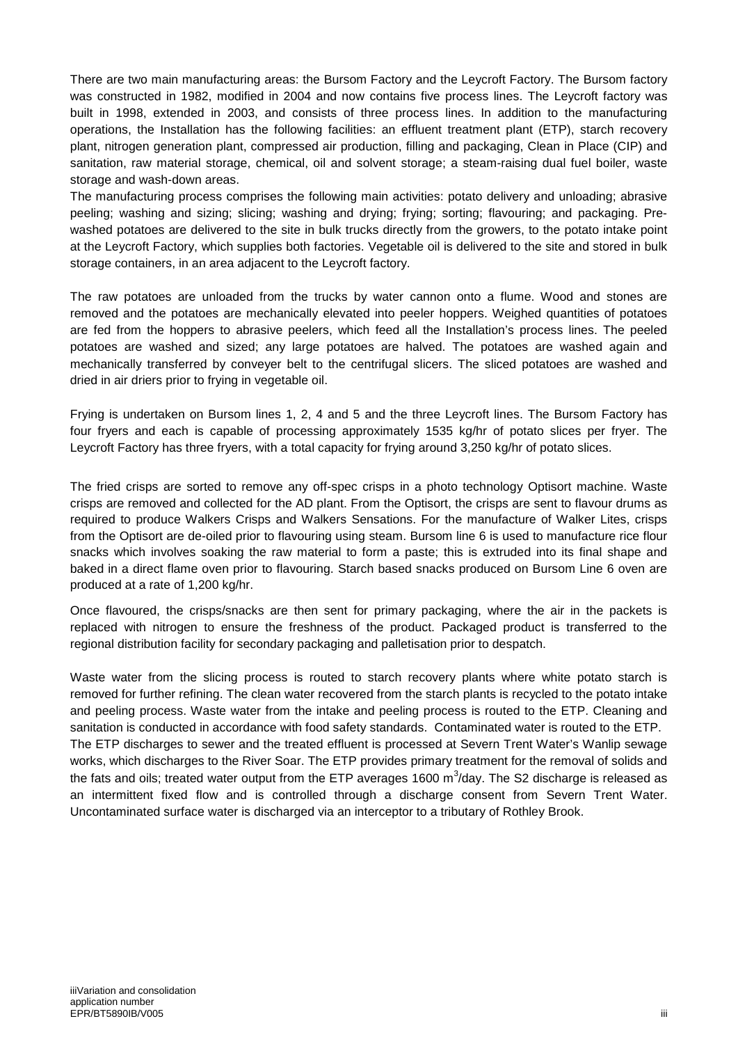There are two main manufacturing areas: the Bursom Factory and the Leycroft Factory. The Bursom factory was constructed in 1982, modified in 2004 and now contains five process lines. The Leycroft factory was built in 1998, extended in 2003, and consists of three process lines. In addition to the manufacturing operations, the Installation has the following facilities: an effluent treatment plant (ETP), starch recovery plant, nitrogen generation plant, compressed air production, filling and packaging, Clean in Place (CIP) and sanitation, raw material storage, chemical, oil and solvent storage; a steam-raising dual fuel boiler, waste storage and wash-down areas.

The manufacturing process comprises the following main activities: potato delivery and unloading; abrasive peeling; washing and sizing; slicing; washing and drying; frying; sorting; flavouring; and packaging. Pre-washed potatoes are delivered to the site in bulk trucks directly from the growers, to the potato intake point at the Leycroft Factory, which supplies both factories. Vegetable oil is delivered to the site and stored in bulk storage containers, in an area adjacent to the Leycroft factory.

The raw potatoes are unloaded from the trucks by water cannon onto a flume. Wood and stones are removed and the potatoes are mechanically elevated into peeler hoppers. Weighed quantities of potatoes are fed from the hoppers to abrasive peelers, which feed all the Installation's process lines. The peeled potatoes are washed and sized; any large potatoes are halved. The potatoes are washed again and mechanically transferred by conveyer belt to the centrifugal slicers. The sliced potatoes are washed and dried in air driers prior to frying in vegetable oil.

Frying is undertaken on Bursom lines 1, 2, 4 and 5 and the three Leycroft lines. The Bursom Factory has four fryers and each is capable of processing approximately 1535 kg/hr of potato slices per fryer. The Leycroft Factory has three fryers, with a total capacity for frying around 3,250 kg/hr of potato slices.

The fried crisps are sorted to remove any off-spec crisps in a photo technology Optisort machine. Waste crisps are removed and collected for the AD plant. From the Optisort, the crisps are sent to flavour drums as required to produce Walkers Crisps and Walkers Sensations. For the manufacture of Walker Lites, crisps from the Optisort are de-oiled prior to flavouring using steam. Bursom line 6 is used to manufacture rice flour snacks which involves soaking the raw material to form a paste; this is extruded into its final shape and baked in a direct flame oven prior to flavouring. Starch based snacks produced on Bursom Line 6 oven are produced at a rate of 1,200 kg/hr.

Once flavoured, the crisps/snacks are then sent for primary packaging, where the air in the packets is replaced with nitrogen to ensure the freshness of the product. Packaged product is transferred to the regional distribution facility for secondary packaging and palletisation prior to despatch.

Waste water from the slicing process is routed to starch recovery plants where white potato starch is removed for further refining. The clean water recovered from the starch plants is recycled to the potato intake and peeling process. Waste water from the intake and peeling process is routed to the ETP. Cleaning and sanitation is conducted in accordance with food safety standards. Contaminated water is routed to the ETP.

The ETP discharges to sewer and the treated effluent is processed at Severn Trent Water's Wanlip sewage works, which discharges to the River Soar. The ETP provides primary treatment for the removal of solids and the fats and oils; treated water output from the ETP averages 1600 $m^3$/day. The S2 discharge is released as an intermittent fixed flow and is controlled through a discharge consent from Severn Trent Water. Uncontaminated surface water is discharged via an interceptor to a tributary of Rothley Brook.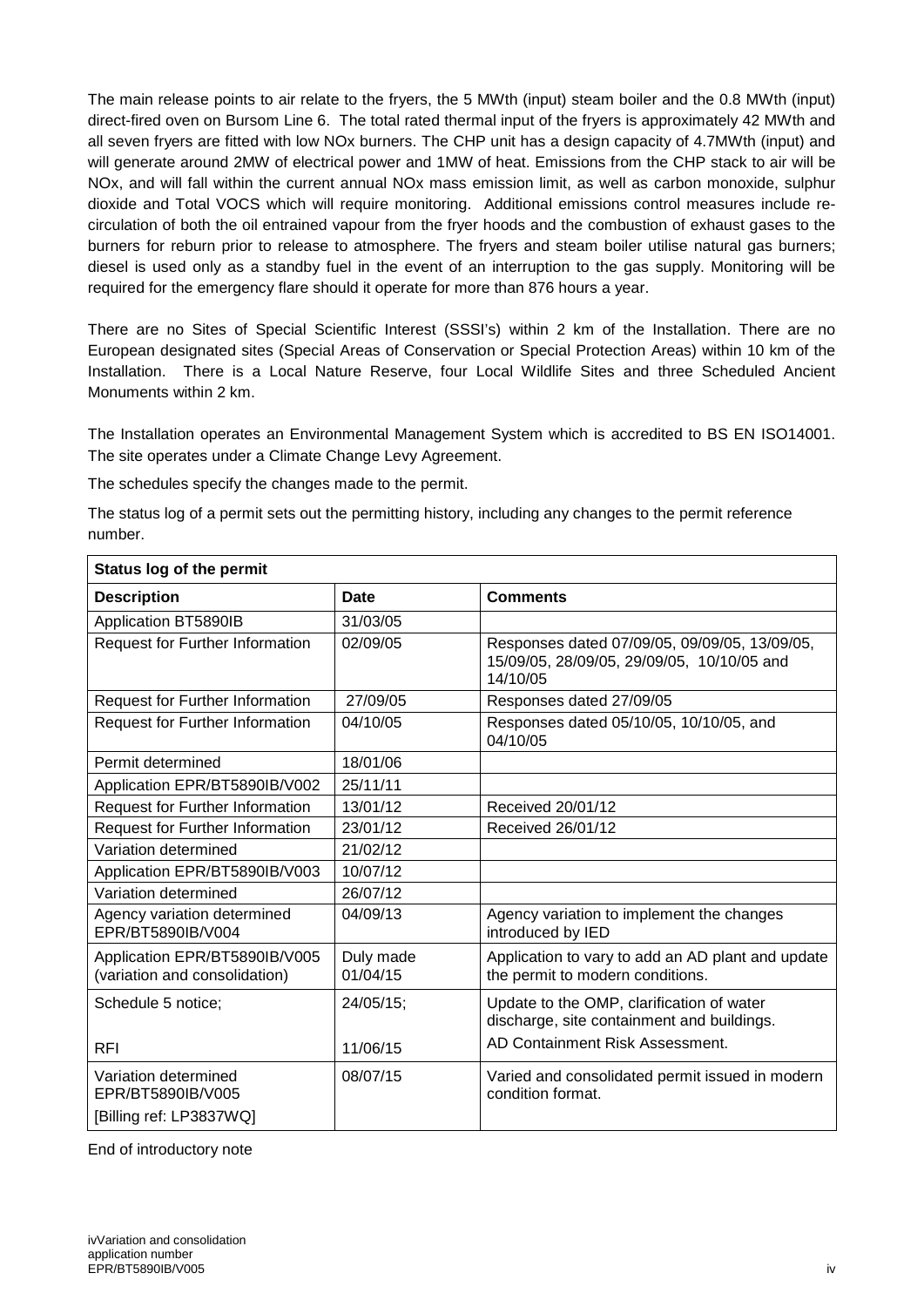The main release points to air relate to the fryers, the 5 MWth (input) steam boiler and the 0.8 MWth (input) direct-fired oven on Bursom Line 6. The total rated thermal input of the fryers is approximately 42 MWth and all seven fryers are fitted with low NOx burners. The CHP unit has a design capacity of 4.7MWth (input) and will generate around 2MW of electrical power and 1MW of heat. Emissions from the CHP stack to air will be NOx, and will fall within the current annual NOx mass emission limit, as well as carbon monoxide, sulphur dioxide and Total VOCS which will require monitoring. Additional emissions control measures include re-circulation of both the oil entrained vapour from the fryer hoods and the combustion of exhaust gases to the burners for reburn prior to release to atmosphere. The fryers and steam boiler utilise natural gas burners; diesel is used only as a standby fuel in the event of an interruption to the gas supply. Monitoring will be required for the emergency flare should it operate for more than 876 hours a year.

There are no Sites of Special Scientific Interest (SSSI's) within 2 km of the Installation. There are no European designated sites (Special Areas of Conservation or Special Protection Areas) within 10 km of the Installation. There is a Local Nature Reserve, four Local Wildlife Sites and three Scheduled Ancient Monuments within 2 km.

The Installation operates an Environmental Management System which is accredited to BS EN ISO14001. The site operates under a Climate Change Levy Agreement.

The schedules specify the changes made to the permit.

The status log of a permit sets out the permitting history, including any changes to the permit reference number.

| **Status log of the permit** | | |
|---|---|---|
| **Description** | **Date** | **Comments** |
| Application BT5890IB | 31/03/05 | |
| Request for Further Information | 02/09/05 | Responses dated 07/09/05, 09/09/05, 13/09/05, 15/09/05, 28/09/05, 29/09/05, 10/10/05 and 14/10/05 |
| Request for Further Information | 27/09/05 | Responses dated 27/09/05 |
| Request for Further Information | 04/10/05 | Responses dated 05/10/05, 10/10/05, and 04/10/05 |
| Permit determined | 18/01/06 | |
| Application EPR/BT5890IB/V002 | 25/11/11 | |
| Request for Further Information | 13/01/12 | Received 20/01/12 |
| Request for Further Information | 23/01/12 | Received 26/01/12 |
| Variation determined | 21/02/12 | |
| Application EPR/BT5890IB/V003 | 10/07/12 | |
| Variation determined | 26/07/12 | |
| Agency variation determined EPR/BT5890IB/V004 | 04/09/13 | Agency variation to implement the changes introduced by IED |
| Application EPR/BT5890IB/V005 (variation and consolidation) | Duly made 01/04/15 | Application to vary to add an AD plant and update the permit to modern conditions. |
| Schedule 5 notice;<br><br>RFI | 24/05/15;<br><br>11/06/15 | Update to the OMP, clarification of water discharge, site containment and buildings.<br>AD Containment Risk Assessment. |
| Variation determined EPR/BT5890IB/V005<br>[Billing ref: LP3837WQ] | 08/07/15 | Varied and consolidated permit issued in modern condition format. |

End of introductory note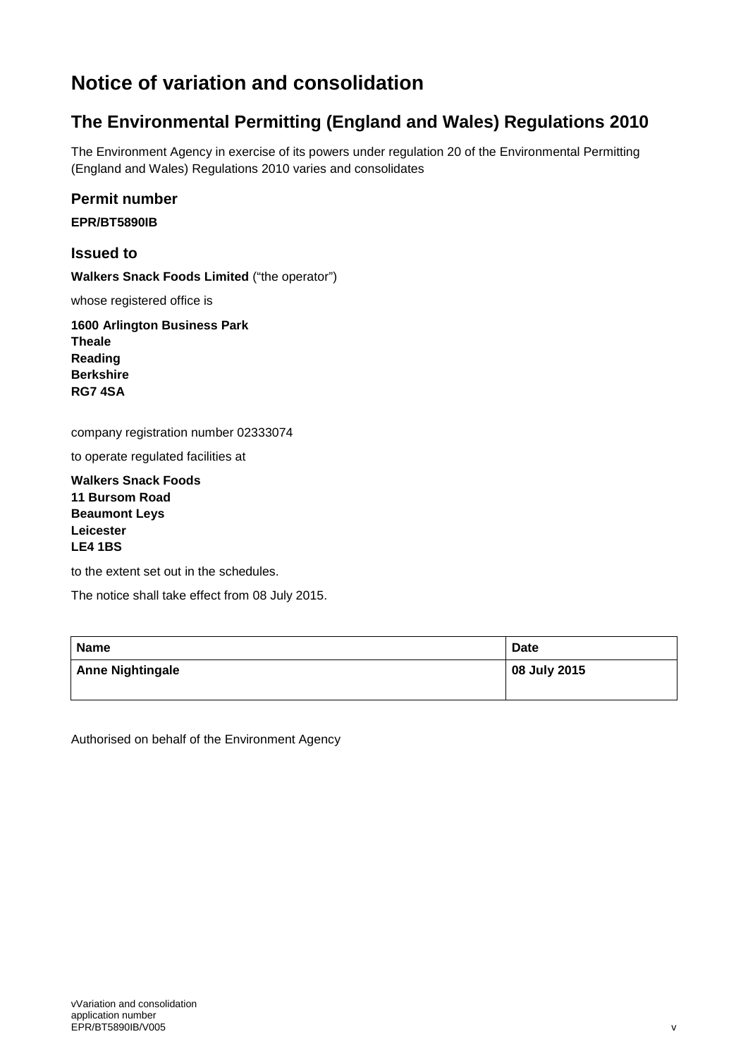# Notice of variation and consolidation

## The Environmental Permitting (England and Wales) Regulations 2010

The Environment Agency in exercise of its powers under regulation 20 of the Environmental Permitting (England and Wales) Regulations 2010 varies and consolidates

### Permit number

**EPR/BT5890IB**

### Issued to

**Walkers Snack Foods Limited** ("the operator")

whose registered office is

**1600 Arlington Business Park**
**Theale**
**Reading**
**Berkshire**
**RG7 4SA**

company registration number 02333074

to operate regulated facilities at

**Walkers Snack Foods**
**11 Bursom Road**
**Beaumont Leys**
**Leicester**
**LE4 1BS**

to the extent set out in the schedules.

The notice shall take effect from 08 July 2015.

| Name | Date |
|---|---|
| Anne Nightingale | 08 July 2015 |

Authorised on behalf of the Environment Agency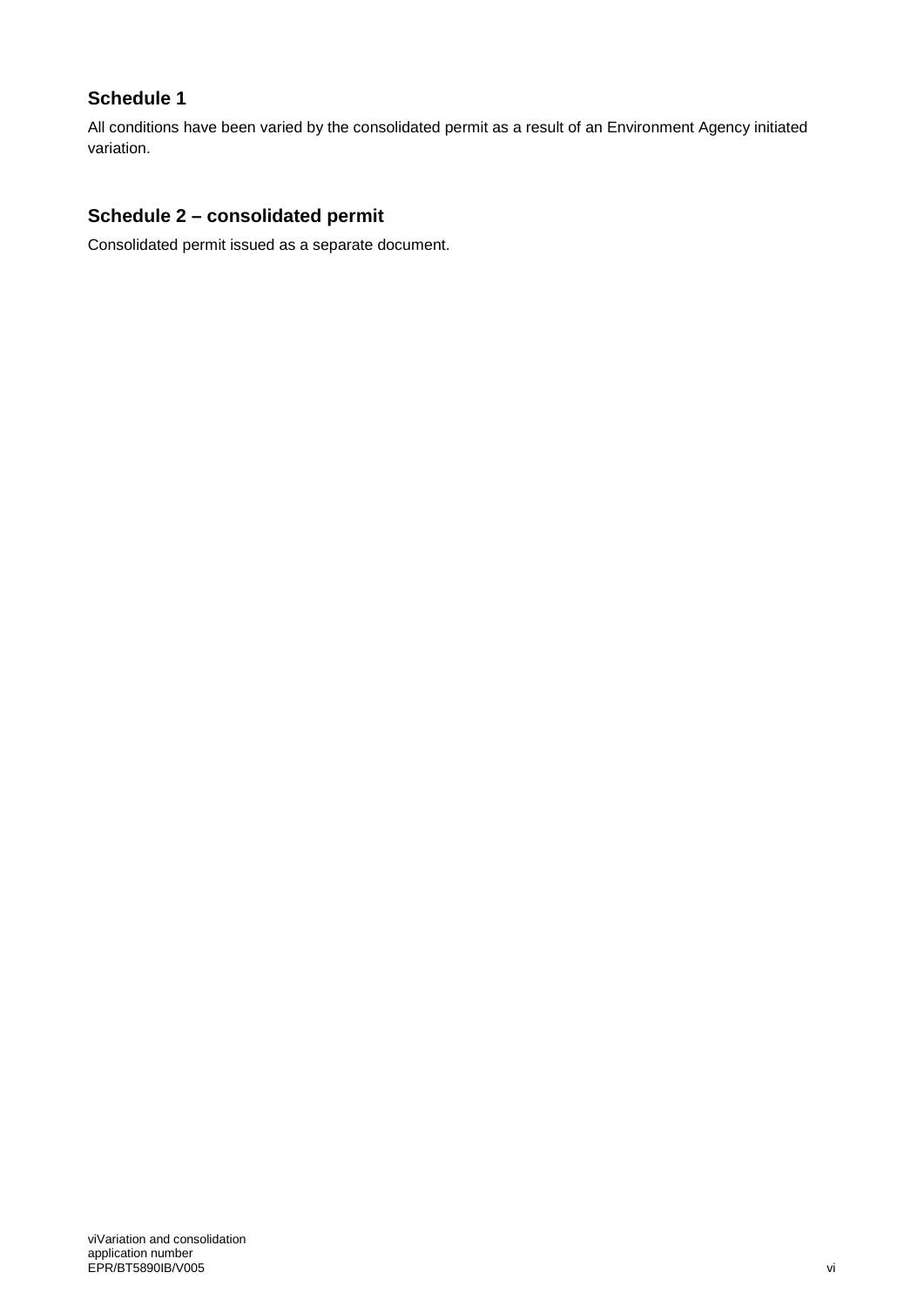## Schedule 1

All conditions have been varied by the consolidated permit as a result of an Environment Agency initiated variation.

## Schedule 2 – consolidated permit

Consolidated permit issued as a separate document.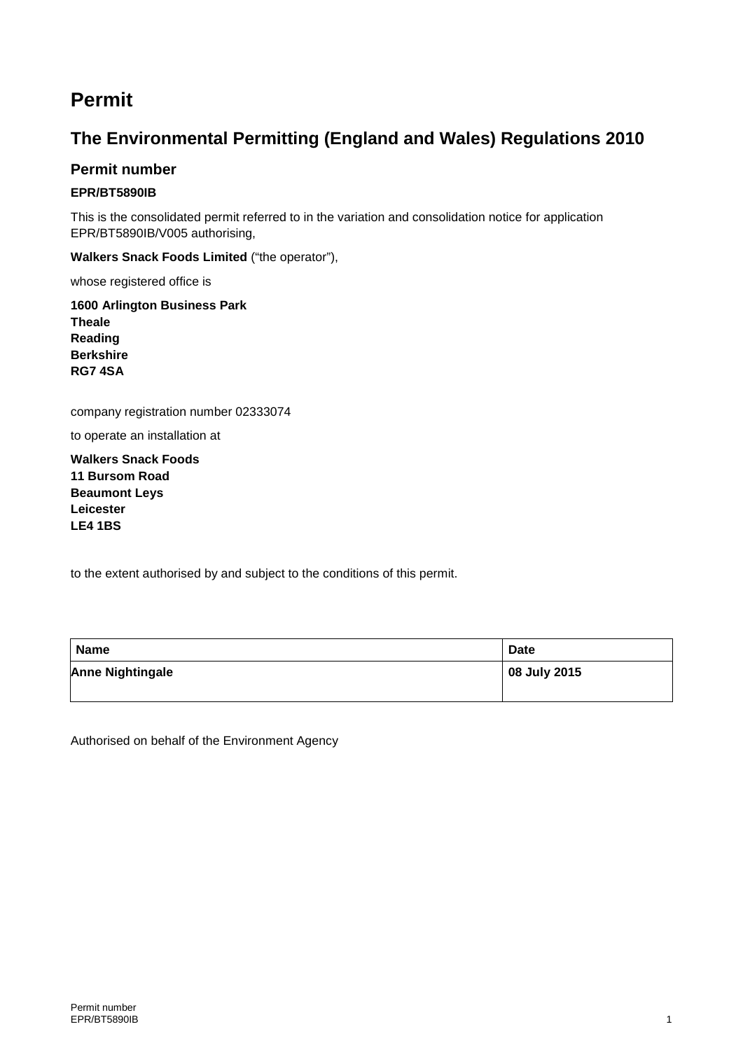# Permit

## The Environmental Permitting (England and Wales) Regulations 2010

### Permit number

**EPR/BT5890IB**

This is the consolidated permit referred to in the variation and consolidation notice for application EPR/BT5890IB/V005 authorising,

**Walkers Snack Foods Limited** ("the operator"),

whose registered office is

**1600 Arlington Business Park**
**Theale**
**Reading**
**Berkshire**
**RG7 4SA**

company registration number 02333074

to operate an installation at

**Walkers Snack Foods**
**11 Bursom Road**
**Beaumont Leys**
**Leicester**
**LE4 1BS**

to the extent authorised by and subject to the conditions of this permit.

| Name | Date |
| --- | --- |
| **Anne Nightingale** | **08 July 2015** |

Authorised on behalf of the Environment Agency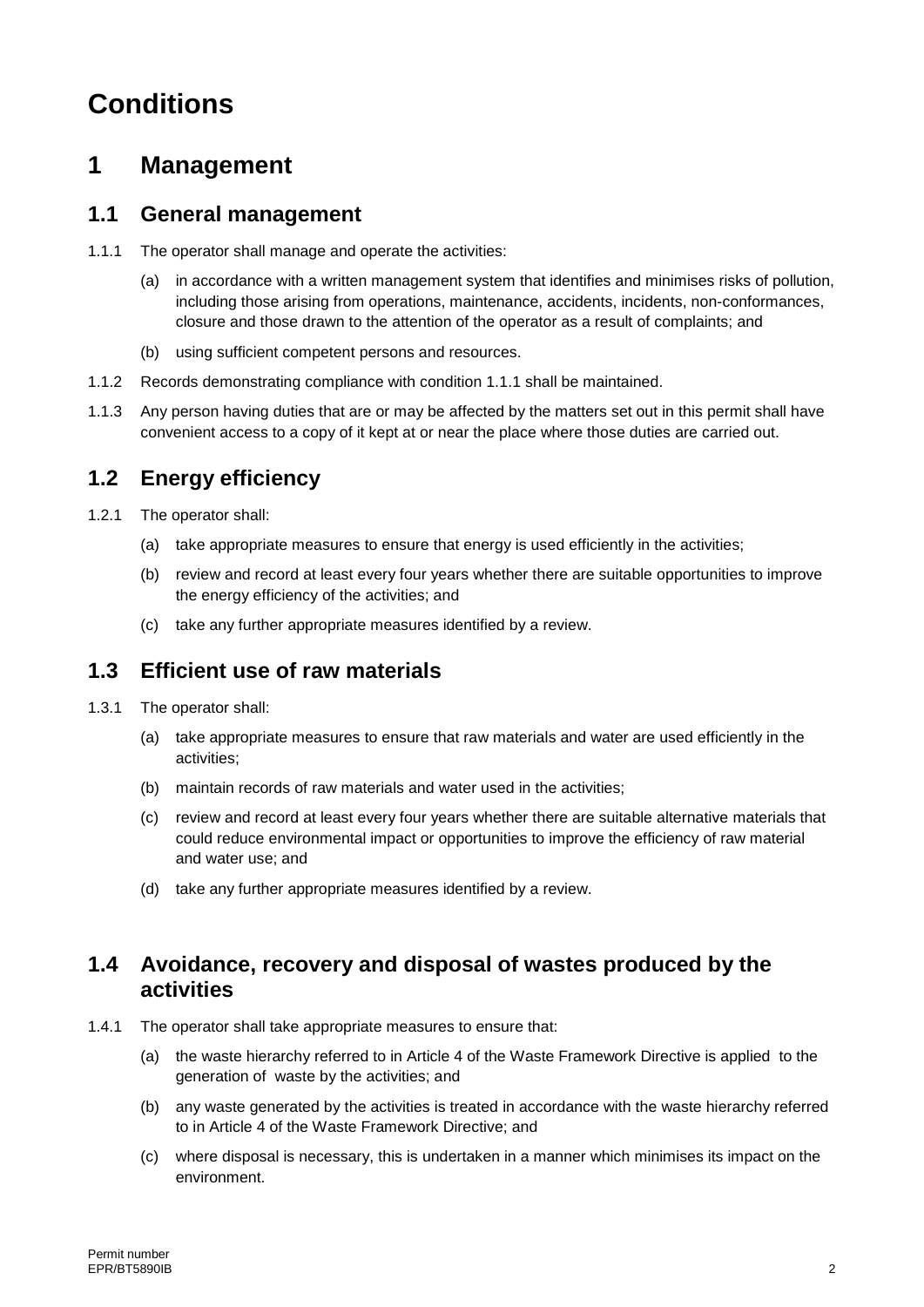# Conditions

## 1 Management

### 1.1 General management

1.1.1 The operator shall manage and operate the activities:

(a) in accordance with a written management system that identifies and minimises risks of pollution, including those arising from operations, maintenance, accidents, incidents, non-conformances, closure and those drawn to the attention of the operator as a result of complaints; and

(b) using sufficient competent persons and resources.

1.1.2 Records demonstrating compliance with condition 1.1.1 shall be maintained.

1.1.3 Any person having duties that are or may be affected by the matters set out in this permit shall have convenient access to a copy of it kept at or near the place where those duties are carried out.

### 1.2 Energy efficiency

1.2.1 The operator shall:

(a) take appropriate measures to ensure that energy is used efficiently in the activities;

(b) review and record at least every four years whether there are suitable opportunities to improve the energy efficiency of the activities; and

(c) take any further appropriate measures identified by a review.

### 1.3 Efficient use of raw materials

1.3.1 The operator shall:

(a) take appropriate measures to ensure that raw materials and water are used efficiently in the activities;

(b) maintain records of raw materials and water used in the activities;

(c) review and record at least every four years whether there are suitable alternative materials that could reduce environmental impact or opportunities to improve the efficiency of raw material and water use; and

(d) take any further appropriate measures identified by a review.

### 1.4 Avoidance, recovery and disposal of wastes produced by the activities

1.4.1 The operator shall take appropriate measures to ensure that:

(a) the waste hierarchy referred to in Article 4 of the Waste Framework Directive is applied to the generation of waste by the activities; and

(b) any waste generated by the activities is treated in accordance with the waste hierarchy referred to in Article 4 of the Waste Framework Directive; and

(c) where disposal is necessary, this is undertaken in a manner which minimises its impact on the environment.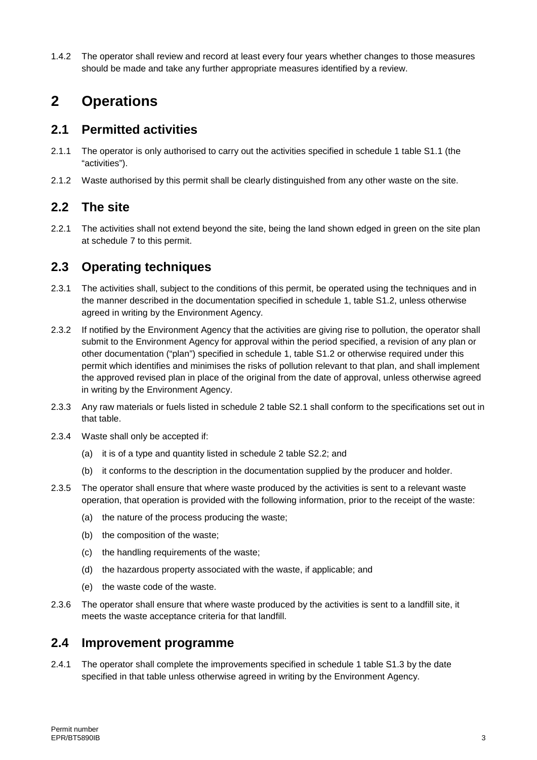1.4.2 The operator shall review and record at least every four years whether changes to those measures should be made and take any further appropriate measures identified by a review.

# 2 Operations

## 2.1 Permitted activities

2.1.1 The operator is only authorised to carry out the activities specified in schedule 1 table S1.1 (the "activities").

2.1.2 Waste authorised by this permit shall be clearly distinguished from any other waste on the site.

## 2.2 The site

2.2.1 The activities shall not extend beyond the site, being the land shown edged in green on the site plan at schedule 7 to this permit.

## 2.3 Operating techniques

2.3.1 The activities shall, subject to the conditions of this permit, be operated using the techniques and in the manner described in the documentation specified in schedule 1, table S1.2, unless otherwise agreed in writing by the Environment Agency.

2.3.2 If notified by the Environment Agency that the activities are giving rise to pollution, the operator shall submit to the Environment Agency for approval within the period specified, a revision of any plan or other documentation ("plan") specified in schedule 1, table S1.2 or otherwise required under this permit which identifies and minimises the risks of pollution relevant to that plan, and shall implement the approved revised plan in place of the original from the date of approval, unless otherwise agreed in writing by the Environment Agency.

2.3.3 Any raw materials or fuels listed in schedule 2 table S2.1 shall conform to the specifications set out in that table.

2.3.4 Waste shall only be accepted if:

(a) it is of a type and quantity listed in schedule 2 table S2.2; and

(b) it conforms to the description in the documentation supplied by the producer and holder.

2.3.5 The operator shall ensure that where waste produced by the activities is sent to a relevant waste operation, that operation is provided with the following information, prior to the receipt of the waste:

(a) the nature of the process producing the waste;

(b) the composition of the waste;

(c) the handling requirements of the waste;

(d) the hazardous property associated with the waste, if applicable; and

(e) the waste code of the waste.

2.3.6 The operator shall ensure that where waste produced by the activities is sent to a landfill site, it meets the waste acceptance criteria for that landfill.

## 2.4 Improvement programme

2.4.1 The operator shall complete the improvements specified in schedule 1 table S1.3 by the date specified in that table unless otherwise agreed in writing by the Environment Agency.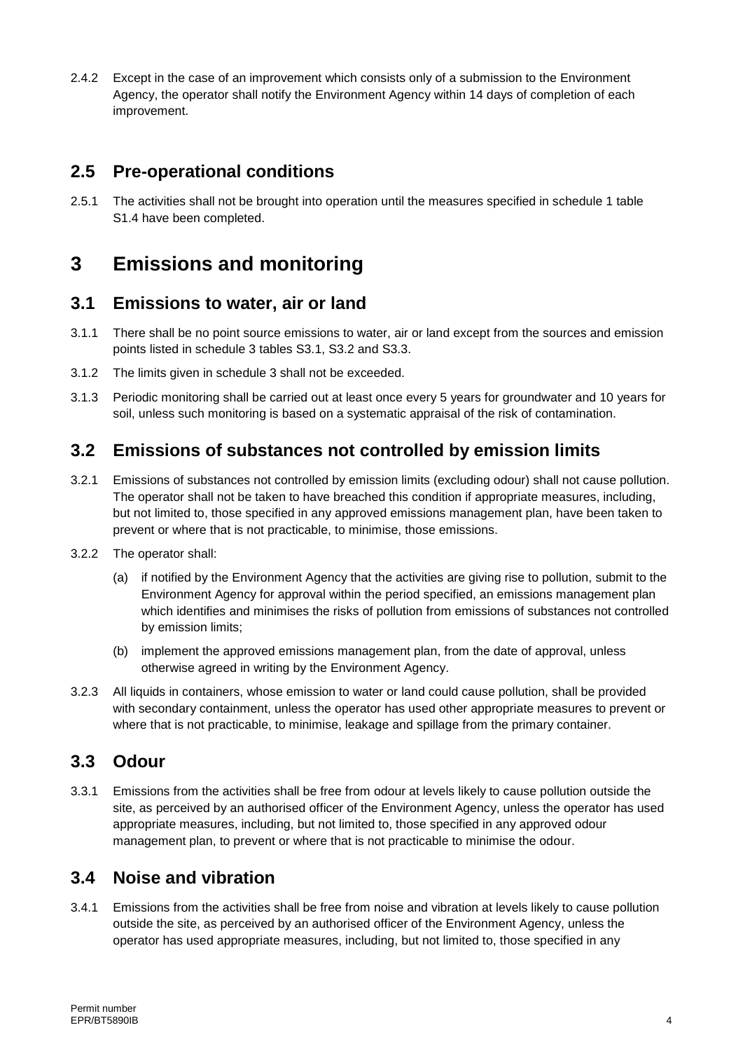2.4.2 Except in the case of an improvement which consists only of a submission to the Environment Agency, the operator shall notify the Environment Agency within 14 days of completion of each improvement.

## 2.5 Pre-operational conditions

2.5.1 The activities shall not be brought into operation until the measures specified in schedule 1 table S1.4 have been completed.

# 3 Emissions and monitoring

## 3.1 Emissions to water, air or land

3.1.1 There shall be no point source emissions to water, air or land except from the sources and emission points listed in schedule 3 tables S3.1, S3.2 and S3.3.

3.1.2 The limits given in schedule 3 shall not be exceeded.

3.1.3 Periodic monitoring shall be carried out at least once every 5 years for groundwater and 10 years for soil, unless such monitoring is based on a systematic appraisal of the risk of contamination.

## 3.2 Emissions of substances not controlled by emission limits

3.2.1 Emissions of substances not controlled by emission limits (excluding odour) shall not cause pollution. The operator shall not be taken to have breached this condition if appropriate measures, including, but not limited to, those specified in any approved emissions management plan, have been taken to prevent or where that is not practicable, to minimise, those emissions.

3.2.2 The operator shall:

(a) if notified by the Environment Agency that the activities are giving rise to pollution, submit to the Environment Agency for approval within the period specified, an emissions management plan which identifies and minimises the risks of pollution from emissions of substances not controlled by emission limits;

(b) implement the approved emissions management plan, from the date of approval, unless otherwise agreed in writing by the Environment Agency.

3.2.3 All liquids in containers, whose emission to water or land could cause pollution, shall be provided with secondary containment, unless the operator has used other appropriate measures to prevent or where that is not practicable, to minimise, leakage and spillage from the primary container.

## 3.3 Odour

3.3.1 Emissions from the activities shall be free from odour at levels likely to cause pollution outside the site, as perceived by an authorised officer of the Environment Agency, unless the operator has used appropriate measures, including, but not limited to, those specified in any approved odour management plan, to prevent or where that is not practicable to minimise the odour.

## 3.4 Noise and vibration

3.4.1 Emissions from the activities shall be free from noise and vibration at levels likely to cause pollution outside the site, as perceived by an authorised officer of the Environment Agency, unless the operator has used appropriate measures, including, but not limited to, those specified in any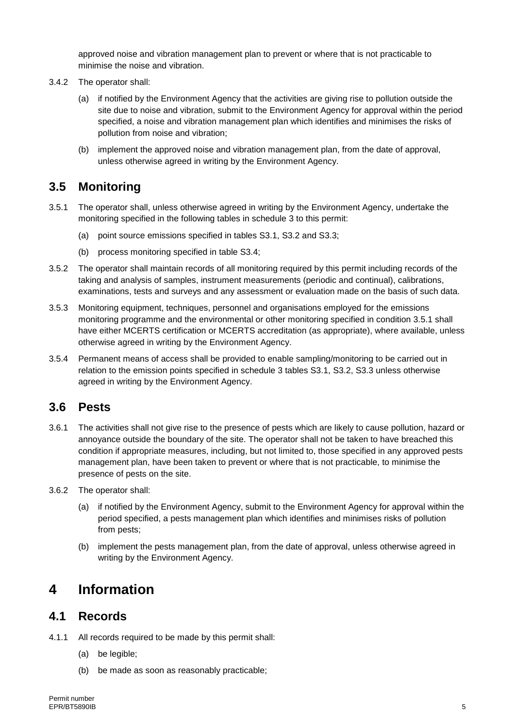approved noise and vibration management plan to prevent or where that is not practicable to minimise the noise and vibration.

3.4.2 The operator shall:

(a) if notified by the Environment Agency that the activities are giving rise to pollution outside the site due to noise and vibration, submit to the Environment Agency for approval within the period specified, a noise and vibration management plan which identifies and minimises the risks of pollution from noise and vibration;

(b) implement the approved noise and vibration management plan, from the date of approval, unless otherwise agreed in writing by the Environment Agency.

## 3.5 Monitoring

3.5.1 The operator shall, unless otherwise agreed in writing by the Environment Agency, undertake the monitoring specified in the following tables in schedule 3 to this permit:

(a) point source emissions specified in tables S3.1, S3.2 and S3.3;

(b) process monitoring specified in table S3.4;

3.5.2 The operator shall maintain records of all monitoring required by this permit including records of the taking and analysis of samples, instrument measurements (periodic and continual), calibrations, examinations, tests and surveys and any assessment or evaluation made on the basis of such data.

3.5.3 Monitoring equipment, techniques, personnel and organisations employed for the emissions monitoring programme and the environmental or other monitoring specified in condition 3.5.1 shall have either MCERTS certification or MCERTS accreditation (as appropriate), where available, unless otherwise agreed in writing by the Environment Agency.

3.5.4 Permanent means of access shall be provided to enable sampling/monitoring to be carried out in relation to the emission points specified in schedule 3 tables S3.1, S3.2, S3.3 unless otherwise agreed in writing by the Environment Agency.

## 3.6 Pests

3.6.1 The activities shall not give rise to the presence of pests which are likely to cause pollution, hazard or annoyance outside the boundary of the site. The operator shall not be taken to have breached this condition if appropriate measures, including, but not limited to, those specified in any approved pests management plan, have been taken to prevent or where that is not practicable, to minimise the presence of pests on the site.

3.6.2 The operator shall:

(a) if notified by the Environment Agency, submit to the Environment Agency for approval within the period specified, a pests management plan which identifies and minimises risks of pollution from pests;

(b) implement the pests management plan, from the date of approval, unless otherwise agreed in writing by the Environment Agency.

# 4 Information

## 4.1 Records

4.1.1 All records required to be made by this permit shall:

(a) be legible;

(b) be made as soon as reasonably practicable;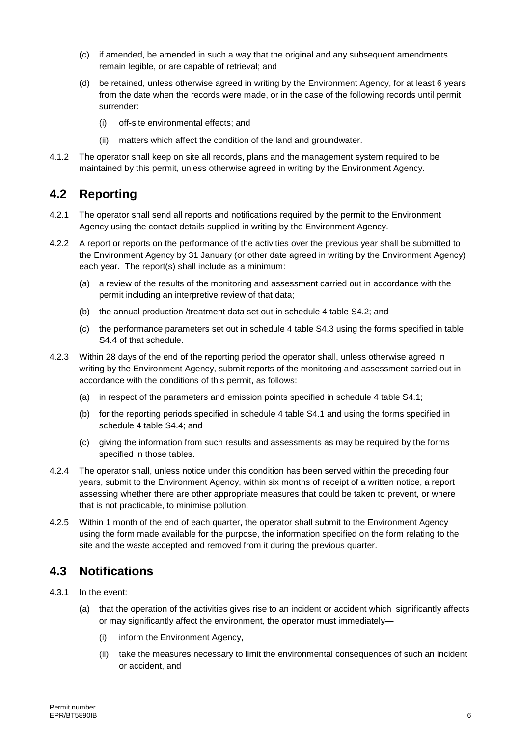(c) if amended, be amended in such a way that the original and any subsequent amendments remain legible, or are capable of retrieval; and

(d) be retained, unless otherwise agreed in writing by the Environment Agency, for at least 6 years from the date when the records were made, or in the case of the following records until permit surrender:

  (i) off-site environmental effects; and

  (ii) matters which affect the condition of the land and groundwater.

4.1.2 The operator shall keep on site all records, plans and the management system required to be maintained by this permit, unless otherwise agreed in writing by the Environment Agency.

## 4.2 Reporting

4.2.1 The operator shall send all reports and notifications required by the permit to the Environment Agency using the contact details supplied in writing by the Environment Agency.

4.2.2 A report or reports on the performance of the activities over the previous year shall be submitted to the Environment Agency by 31 January (or other date agreed in writing by the Environment Agency) each year. The report(s) shall include as a minimum:

(a) a review of the results of the monitoring and assessment carried out in accordance with the permit including an interpretive review of that data;

(b) the annual production /treatment data set out in schedule 4 table S4.2; and

(c) the performance parameters set out in schedule 4 table S4.3 using the forms specified in table S4.4 of that schedule.

4.2.3 Within 28 days of the end of the reporting period the operator shall, unless otherwise agreed in writing by the Environment Agency, submit reports of the monitoring and assessment carried out in accordance with the conditions of this permit, as follows:

(a) in respect of the parameters and emission points specified in schedule 4 table S4.1;

(b) for the reporting periods specified in schedule 4 table S4.1 and using the forms specified in schedule 4 table S4.4; and

(c) giving the information from such results and assessments as may be required by the forms specified in those tables.

4.2.4 The operator shall, unless notice under this condition has been served within the preceding four years, submit to the Environment Agency, within six months of receipt of a written notice, a report assessing whether there are other appropriate measures that could be taken to prevent, or where that is not practicable, to minimise pollution.

4.2.5 Within 1 month of the end of each quarter, the operator shall submit to the Environment Agency using the form made available for the purpose, the information specified on the form relating to the site and the waste accepted and removed from it during the previous quarter.

## 4.3 Notifications

4.3.1 In the event:

(a) that the operation of the activities gives rise to an incident or accident which significantly affects or may significantly affect the environment, the operator must immediately—

  (i) inform the Environment Agency,

  (ii) take the measures necessary to limit the environmental consequences of such an incident or accident, and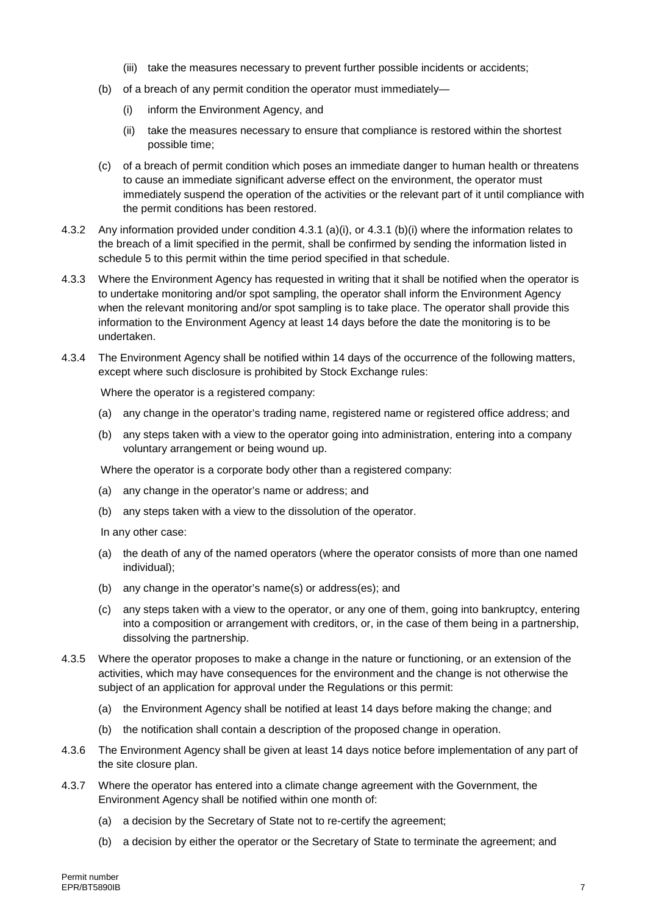(iii) take the measures necessary to prevent further possible incidents or accidents;

(b) of a breach of any permit condition the operator must immediately—

(i) inform the Environment Agency, and

(ii) take the measures necessary to ensure that compliance is restored within the shortest possible time;

(c) of a breach of permit condition which poses an immediate danger to human health or threatens to cause an immediate significant adverse effect on the environment, the operator must immediately suspend the operation of the activities or the relevant part of it until compliance with the permit conditions has been restored.

4.3.2 Any information provided under condition 4.3.1 (a)(i), or 4.3.1 (b)(i) where the information relates to the breach of a limit specified in the permit, shall be confirmed by sending the information listed in schedule 5 to this permit within the time period specified in that schedule.

4.3.3 Where the Environment Agency has requested in writing that it shall be notified when the operator is to undertake monitoring and/or spot sampling, the operator shall inform the Environment Agency when the relevant monitoring and/or spot sampling is to take place. The operator shall provide this information to the Environment Agency at least 14 days before the date the monitoring is to be undertaken.

4.3.4 The Environment Agency shall be notified within 14 days of the occurrence of the following matters, except where such disclosure is prohibited by Stock Exchange rules:

Where the operator is a registered company:

(a) any change in the operator's trading name, registered name or registered office address; and

(b) any steps taken with a view to the operator going into administration, entering into a company voluntary arrangement or being wound up.

Where the operator is a corporate body other than a registered company:

(a) any change in the operator's name or address; and

(b) any steps taken with a view to the dissolution of the operator.

In any other case:

(a) the death of any of the named operators (where the operator consists of more than one named individual);

(b) any change in the operator's name(s) or address(es); and

(c) any steps taken with a view to the operator, or any one of them, going into bankruptcy, entering into a composition or arrangement with creditors, or, in the case of them being in a partnership, dissolving the partnership.

4.3.5 Where the operator proposes to make a change in the nature or functioning, or an extension of the activities, which may have consequences for the environment and the change is not otherwise the subject of an application for approval under the Regulations or this permit:

(a) the Environment Agency shall be notified at least 14 days before making the change; and

(b) the notification shall contain a description of the proposed change in operation.

4.3.6 The Environment Agency shall be given at least 14 days notice before implementation of any part of the site closure plan.

4.3.7 Where the operator has entered into a climate change agreement with the Government, the Environment Agency shall be notified within one month of:

(a) a decision by the Secretary of State not to re-certify the agreement;

(b) a decision by either the operator or the Secretary of State to terminate the agreement; and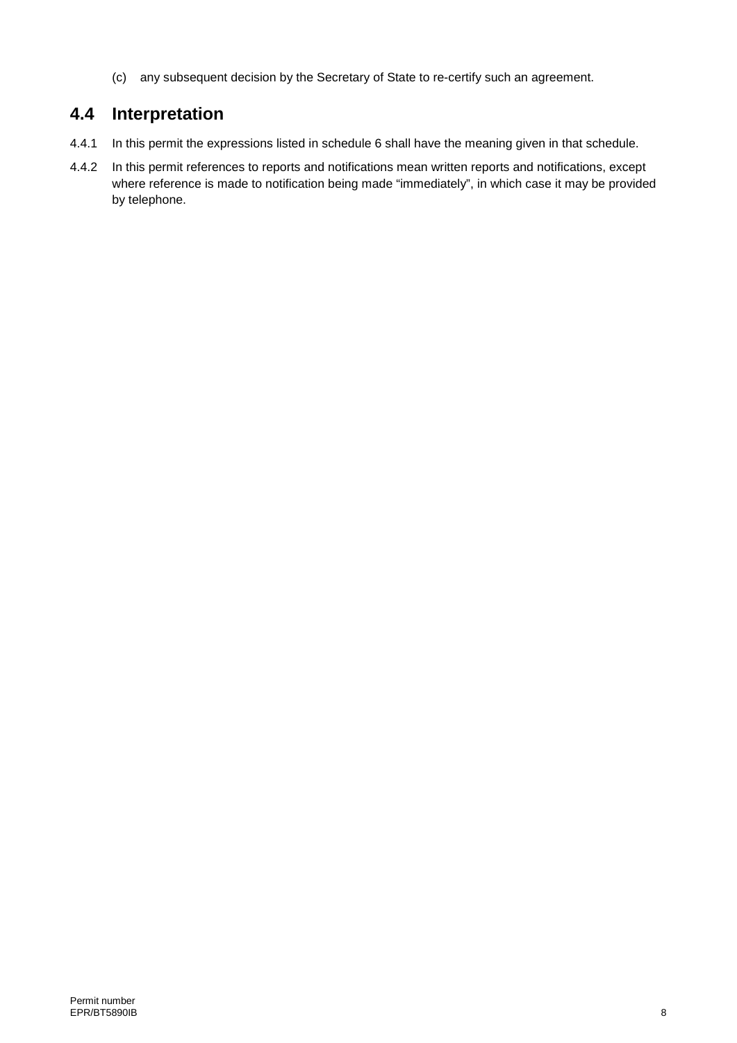(c) any subsequent decision by the Secretary of State to re-certify such an agreement.

## 4.4 Interpretation

4.4.1 In this permit the expressions listed in schedule 6 shall have the meaning given in that schedule.

4.4.2 In this permit references to reports and notifications mean written reports and notifications, except where reference is made to notification being made “immediately”, in which case it may be provided by telephone.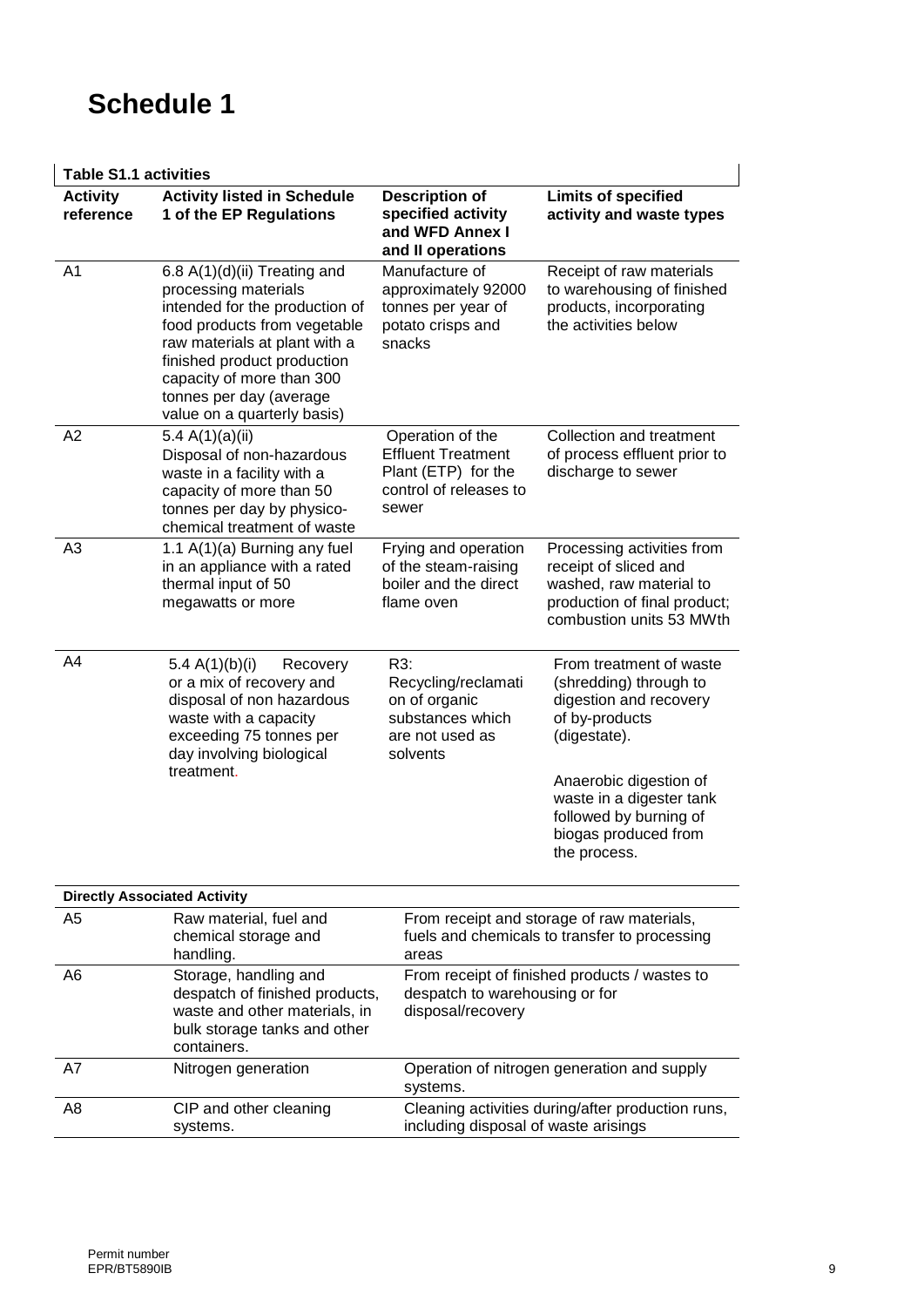# Schedule 1

| Table S1.1 activities | | | |
|---|---|---|---|
| **Activity reference** | **Activity listed in Schedule 1 of the EP Regulations** | **Description of specified activity and WFD Annex I and II operations** | **Limits of specified activity and waste types** |
| A1 | 6.8 A(1)(d)(ii) Treating and processing materials intended for the production of food products from vegetable raw materials at plant with a finished product production capacity of more than 300 tonnes per day (average value on a quarterly basis) | Manufacture of approximately 92000 tonnes per year of potato crisps and snacks | Receipt of raw materials to warehousing of finished products, incorporating the activities below |
| A2 | 5.4 A(1)(a)(ii) Disposal of non-hazardous waste in a facility with a capacity of more than 50 tonnes per day by physico-chemical treatment of waste | Operation of the Effluent Treatment Plant (ETP) for the control of releases to sewer | Collection and treatment of process effluent prior to discharge to sewer |
| A3 | 1.1 A(1)(a) Burning any fuel in an appliance with a rated thermal input of 50 megawatts or more | Frying and operation of the steam-raising boiler and the direct flame oven | Processing activities from receipt of sliced and washed, raw material to production of final product; combustion units 53 MWth |
| A4 | 5.4 A(1)(b)(i) Recovery or a mix of recovery and disposal of non hazardous waste with a capacity exceeding 75 tonnes per day involving biological treatment. | R3: Recycling/reclamation of organic substances which are not used as solvents | From treatment of waste (shredding) through to digestion and recovery of by-products (digestate).<br><br>Anaerobic digestion of waste in a digester tank followed by burning of biogas produced from the process. |
| **Directly Associated Activity** | | | |
| A5 | Raw material, fuel and chemical storage and handling. | From receipt and storage of raw materials, fuels and chemicals to transfer to processing areas | |
| A6 | Storage, handling and despatch of finished products, waste and other materials, in bulk storage tanks and other containers. | From receipt of finished products / wastes to despatch to warehousing or for disposal/recovery | |
| A7 | Nitrogen generation | Operation of nitrogen generation and supply systems. | |
| A8 | CIP and other cleaning systems. | Cleaning activities during/after production runs, including disposal of waste arisings | |

Permit number
EPR/BT5890IB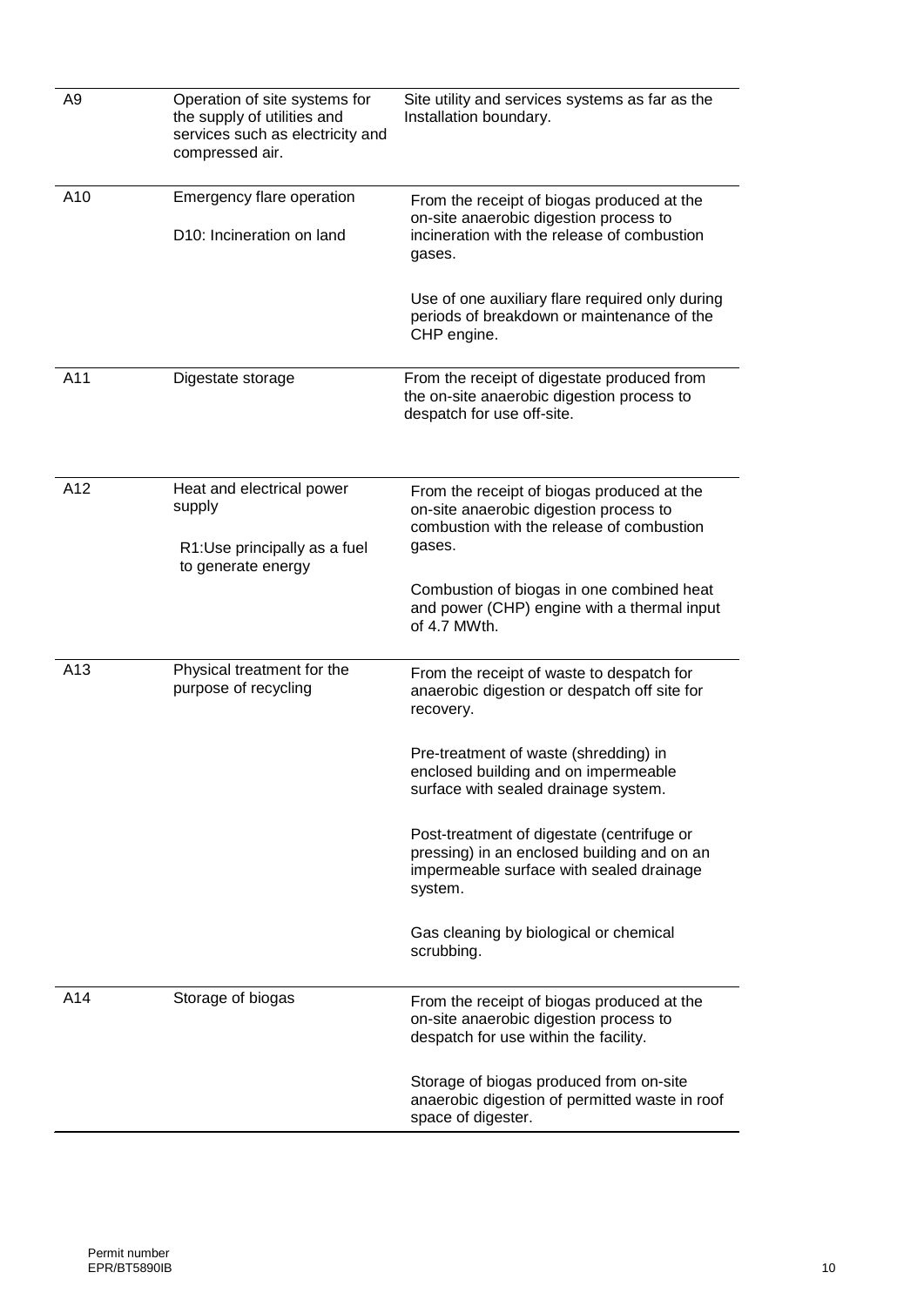| | | |
|---|---|---|
| A9 | Operation of site systems for the supply of utilities and services such as electricity and compressed air. | Site utility and services systems as far as the Installation boundary. |
| A10 | Emergency flare operation<br><br>D10: Incineration on land | From the receipt of biogas produced at the on-site anaerobic digestion process to incineration with the release of combustion gases.<br><br>Use of one auxiliary flare required only during periods of breakdown or maintenance of the CHP engine. |
| A11 | Digestate storage | From the receipt of digestate produced from the on-site anaerobic digestion process to despatch for use off-site. |
| A12 | Heat and electrical power supply<br><br>R1:Use principally as a fuel to generate energy | From the receipt of biogas produced at the on-site anaerobic digestion process to combustion with the release of combustion gases.<br><br>Combustion of biogas in one combined heat and power (CHP) engine with a thermal input of 4.7 MWth. |
| A13 | Physical treatment for the purpose of recycling | From the receipt of waste to despatch for anaerobic digestion or despatch off site for recovery.<br><br>Pre-treatment of waste (shredding) in enclosed building and on impermeable surface with sealed drainage system.<br><br>Post-treatment of digestate (centrifuge or pressing) in an enclosed building and on an impermeable surface with sealed drainage system.<br><br>Gas cleaning by biological or chemical scrubbing. |
| A14 | Storage of biogas | From the receipt of biogas produced at the on-site anaerobic digestion process to despatch for use within the facility.<br><br>Storage of biogas produced from on-site anaerobic digestion of permitted waste in roof space of digester. |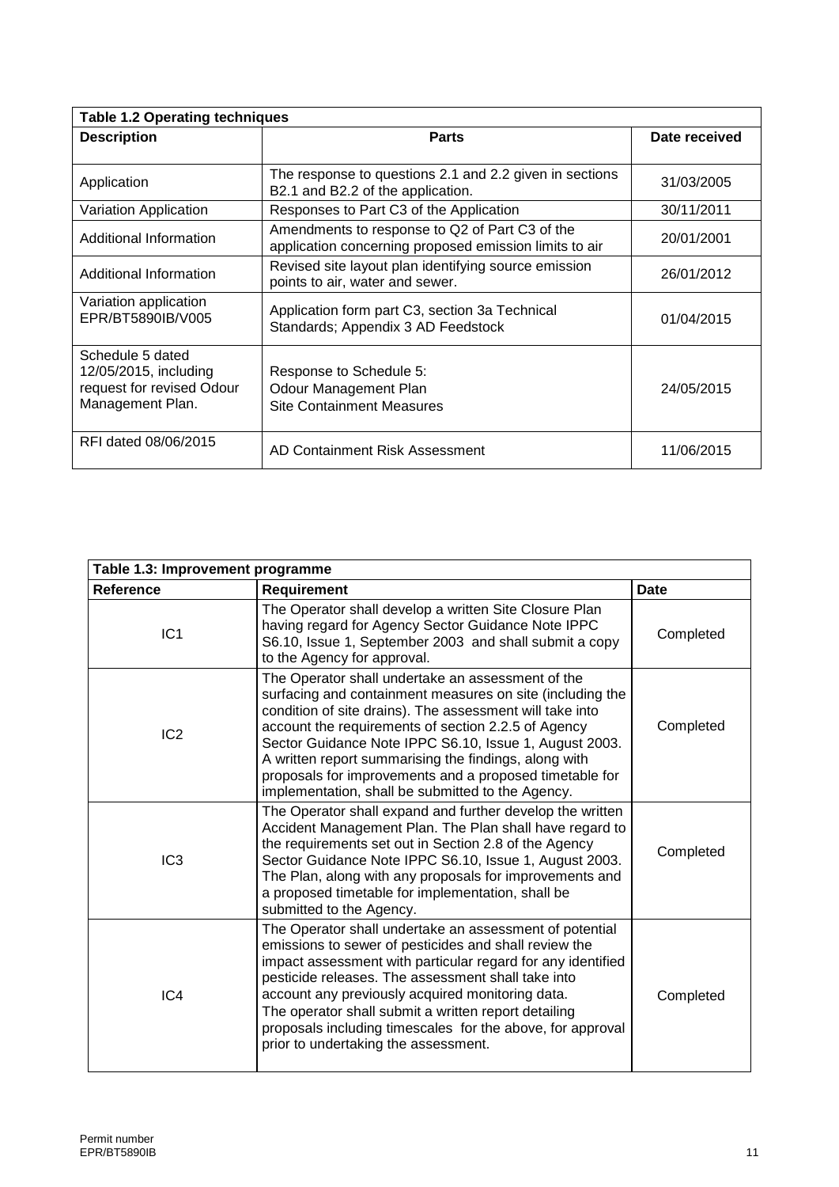| Table 1.2 Operating techniques | | |
|---|---|---|
| **Description** | **Parts** | **Date received** |
| Application | The response to questions 2.1 and 2.2 given in sections B2.1 and B2.2 of the application. | 31/03/2005 |
| Variation Application | Responses to Part C3 of the Application | 30/11/2011 |
| Additional Information | Amendments to response to Q2 of Part C3 of the application concerning proposed emission limits to air | 20/01/2001 |
| Additional Information | Revised site layout plan identifying source emission points to air, water and sewer. | 26/01/2012 |
| Variation application EPR/BT5890IB/V005 | Application form part C3, section 3a Technical Standards; Appendix 3 AD Feedstock | 01/04/2015 |
| Schedule 5 dated 12/05/2015, including request for revised Odour Management Plan. | Response to Schedule 5:<br>Odour Management Plan<br>Site Containment Measures | 24/05/2015 |
| RFI dated 08/06/2015 | AD Containment Risk Assessment | 11/06/2015 |

| Table 1.3: Improvement programme | | |
|---|---|---|
| **Reference** | **Requirement** | **Date** |
| IC1 | The Operator shall develop a written Site Closure Plan having regard for Agency Sector Guidance Note IPPC S6.10, Issue 1, September 2003 and shall submit a copy to the Agency for approval. | Completed |
| IC2 | The Operator shall undertake an assessment of the surfacing and containment measures on site (including the condition of site drains). The assessment will take into account the requirements of section 2.2.5 of Agency Sector Guidance Note IPPC S6.10, Issue 1, August 2003. A written report summarising the findings, along with proposals for improvements and a proposed timetable for implementation, shall be submitted to the Agency. | Completed |
| IC3 | The Operator shall expand and further develop the written Accident Management Plan. The Plan shall have regard to the requirements set out in Section 2.8 of the Agency Sector Guidance Note IPPC S6.10, Issue 1, August 2003. The Plan, along with any proposals for improvements and a proposed timetable for implementation, shall be submitted to the Agency. | Completed |
| IC4 | The Operator shall undertake an assessment of potential emissions to sewer of pesticides and shall review the impact assessment with particular regard for any identified pesticide releases. The assessment shall take into account any previously acquired monitoring data.<br>The operator shall submit a written report detailing proposals including timescales for the above, for approval prior to undertaking the assessment. | Completed |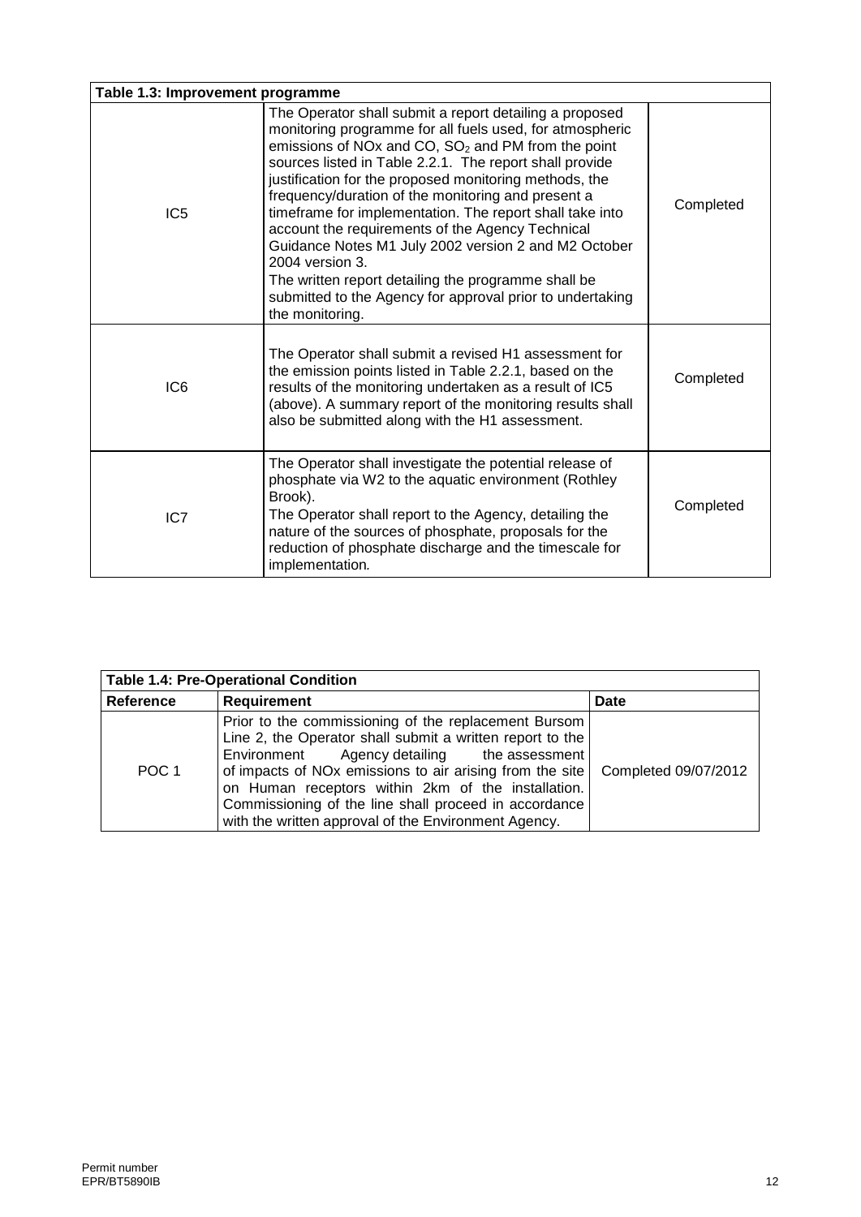| Table 1.3: Improvement programme | | |
|---|---|---|
| IC5 | The Operator shall submit a report detailing a proposed monitoring programme for all fuels used, for atmospheric emissions of NOx and CO, $SO_2$ and PM from the point sources listed in Table 2.2.1. The report shall provide justification for the proposed monitoring methods, the frequency/duration of the monitoring and present a timeframe for implementation. The report shall take into account the requirements of the Agency Technical Guidance Notes M1 July 2002 version 2 and M2 October 2004 version 3.<br>The written report detailing the programme shall be submitted to the Agency for approval prior to undertaking the monitoring. | Completed |
| IC6 | The Operator shall submit a revised H1 assessment for the emission points listed in Table 2.2.1, based on the results of the monitoring undertaken as a result of IC5 (above). A summary report of the monitoring results shall also be submitted along with the H1 assessment. | Completed |
| IC7 | The Operator shall investigate the potential release of phosphate via W2 to the aquatic environment (Rothley Brook).<br>The Operator shall report to the Agency, detailing the nature of the sources of phosphate, proposals for the reduction of phosphate discharge and the timescale for implementation. | Completed |

| Table 1.4: Pre-Operational Condition | | |
|---|---|---|
| **Reference** | **Requirement** | **Date** |
| POC 1 | Prior to the commissioning of the replacement Bursom Line 2, the Operator shall submit a written report to the Environment Agency detailing the assessment of impacts of NOx emissions to air arising from the site on Human receptors within 2km of the installation. Commissioning of the line shall proceed in accordance with the written approval of the Environment Agency. | Completed 09/07/2012 |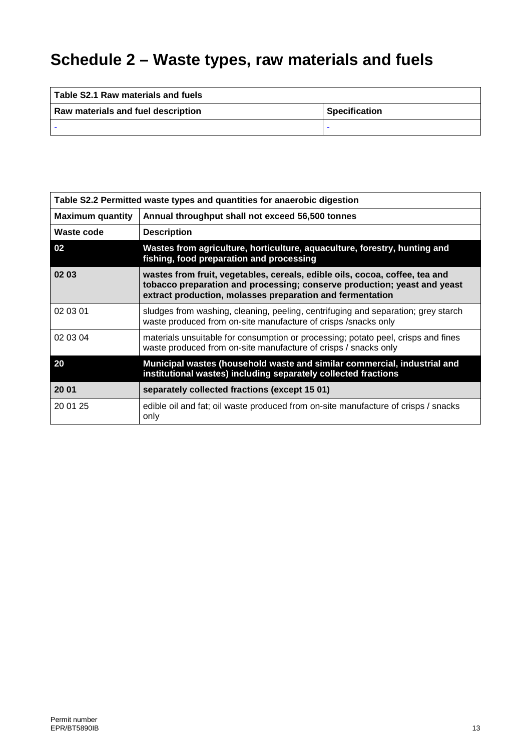# Schedule 2 – Waste types, raw materials and fuels

| Table S2.1 Raw materials and fuels | |
|---|---|
| **Raw materials and fuel description** | **Specification** |
| - | - |

| Table S2.2 Permitted waste types and quantities for anaerobic digestion | |
|---|---|
| **Maximum quantity** | **Annual throughput shall not exceed 56,500 tonnes** |
| **Waste code** | **Description** |
| **02** | **Wastes from agriculture, horticulture, aquaculture, forestry, hunting and fishing, food preparation and processing** |
| **02 03** | **wastes from fruit, vegetables, cereals, edible oils, cocoa, coffee, tea and tobacco preparation and processing; conserve production; yeast and yeast extract production, molasses preparation and fermentation** |
| 02 03 01 | sludges from washing, cleaning, peeling, centrifuging and separation; grey starch waste produced from on-site manufacture of crisps /snacks only |
| 02 03 04 | materials unsuitable for consumption or processing; potato peel, crisps and fines waste produced from on-site manufacture of crisps / snacks only |
| **20** | **Municipal wastes (household waste and similar commercial, industrial and institutional wastes) including separately collected fractions** |
| **20 01** | **separately collected fractions (except 15 01)** |
| 20 01 25 | edible oil and fat; oil waste produced from on-site manufacture of crisps / snacks only |

Permit number
EPR/BT5890IB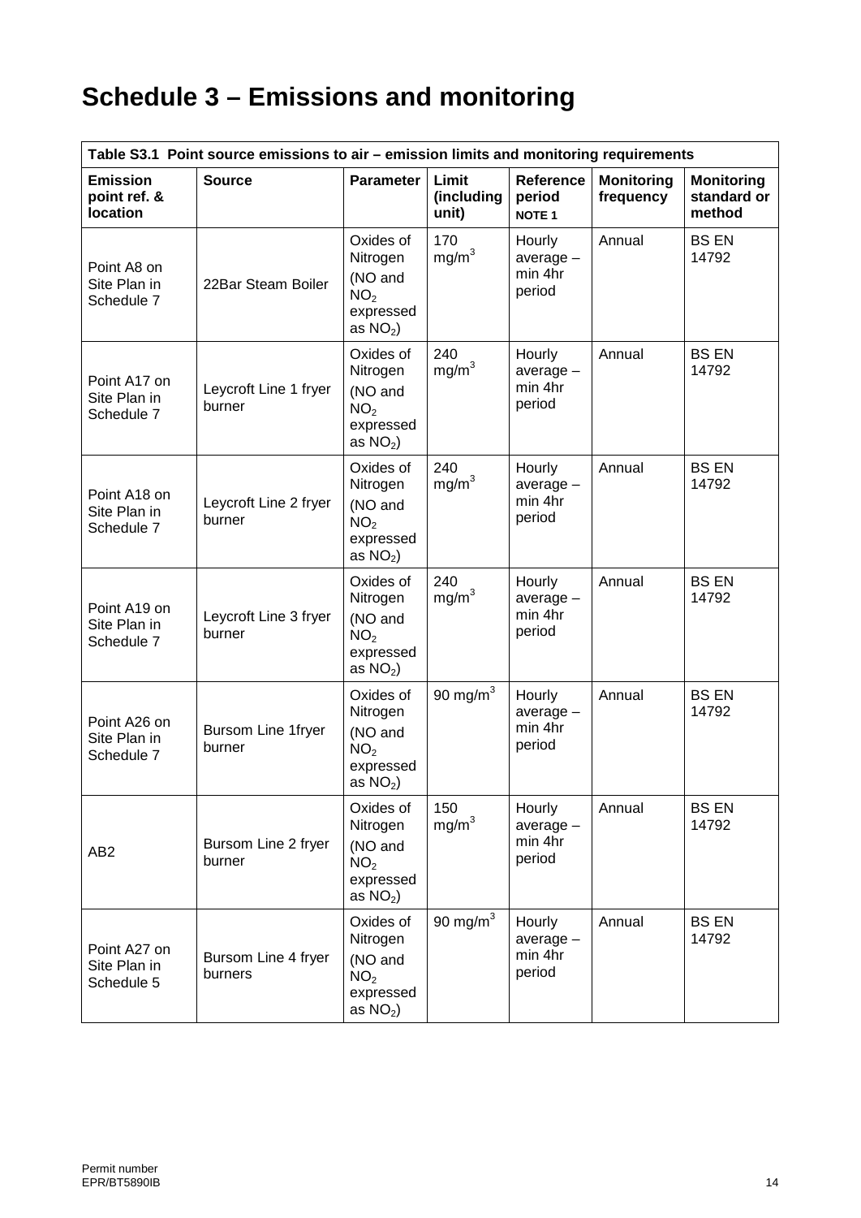# Schedule 3 – Emissions and monitoring

| Table S3.1 Point source emissions to air – emission limits and monitoring requirements | | | | | | |
|---|---|---|---|---|---|---|
| **Emission point ref. & location** | **Source** | **Parameter** | **Limit (including unit)** | **Reference period NOTE 1** | **Monitoring frequency** | **Monitoring standard or method** |
| Point A8 on Site Plan in Schedule 7 | 22Bar Steam Boiler | Oxides of Nitrogen (NO and $NO_2$ expressed as $NO_2$) | 170 $mg/m^3$ | Hourly average – min 4hr period | Annual | BS EN 14792 |
| Point A17 on Site Plan in Schedule 7 | Leycroft Line 1 fryer burner | Oxides of Nitrogen (NO and $NO_2$ expressed as $NO_2$) | 240 $mg/m^3$ | Hourly average – min 4hr period | Annual | BS EN 14792 |
| Point A18 on Site Plan in Schedule 7 | Leycroft Line 2 fryer burner | Oxides of Nitrogen (NO and $NO_2$ expressed as $NO_2$) | 240 $mg/m^3$ | Hourly average – min 4hr period | Annual | BS EN 14792 |
| Point A19 on Site Plan in Schedule 7 | Leycroft Line 3 fryer burner | Oxides of Nitrogen (NO and $NO_2$ expressed as $NO_2$) | 240 $mg/m^3$ | Hourly average – min 4hr period | Annual | BS EN 14792 |
| Point A26 on Site Plan in Schedule 7 | Bursom Line 1fryer burner | Oxides of Nitrogen (NO and $NO_2$ expressed as $NO_2$) | 90 $mg/m^3$ | Hourly average – min 4hr period | Annual | BS EN 14792 |
| AB2 | Bursom Line 2 fryer burner | Oxides of Nitrogen (NO and $NO_2$ expressed as $NO_2$) | 150 $mg/m^3$ | Hourly average – min 4hr period | Annual | BS EN 14792 |
| Point A27 on Site Plan in Schedule 5 | Bursom Line 4 fryer burners | Oxides of Nitrogen (NO and $NO_2$ expressed as $NO_2$) | 90 $mg/m^3$ | Hourly average – min 4hr period | Annual | BS EN 14792 |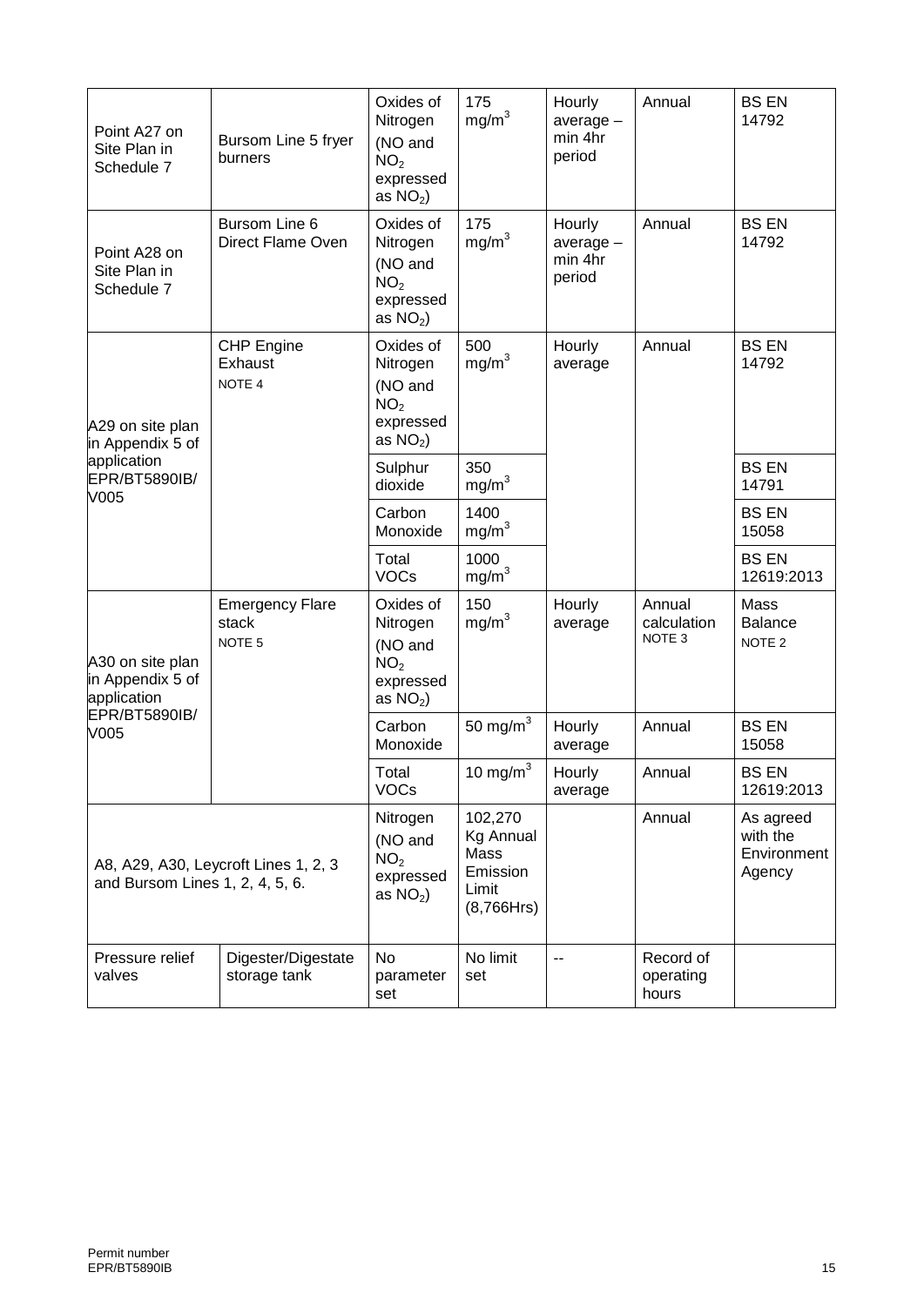| Point A27 on Site Plan in Schedule 7 | Bursom Line 5 fryer burners | Oxides of Nitrogen (NO and $NO_2$ expressed as $NO_2$) | 175 $mg/m^3$ | Hourly average – min 4hr period | Annual | BS EN 14792 |
|---|---|---|---|---|---|---|
| Point A28 on Site Plan in Schedule 7 | Bursom Line 6 Direct Flame Oven | Oxides of Nitrogen (NO and $NO_2$ expressed as $NO_2$) | 175 $mg/m^3$ | Hourly average – min 4hr period | Annual | BS EN 14792 |
| A29 on site plan in Appendix 5 of application EPR/BT5890IB/ V005 | CHP Engine Exhaust NOTE 4 | Oxides of Nitrogen (NO and $NO_2$ expressed as $NO_2$) | 500 $mg/m^3$ | Hourly average | Annual | BS EN 14792 |
| | | Sulphur dioxide | 350 $mg/m^3$ | | | BS EN 14791 |
| | | Carbon Monoxide | 1400 $mg/m^3$ | | | BS EN 15058 |
| | | Total VOCs | 1000 $mg/m^3$ | | | BS EN 12619:2013 |
| A30 on site plan in Appendix 5 of application EPR/BT5890IB/ V005 | Emergency Flare stack NOTE 5 | Oxides of Nitrogen (NO and $NO_2$ expressed as $NO_2$) | 150 $mg/m^3$ | Hourly average | Annual calculation NOTE 3 | Mass Balance NOTE 2 |
| | | Carbon Monoxide | 50 $mg/m^3$ | Hourly average | Annual | BS EN 15058 |
| | | Total VOCs | 10 $mg/m^3$ | Hourly average | Annual | BS EN 12619:2013 |
| A8, A29, A30, Leycroft Lines 1, 2, 3 and Bursom Lines 1, 2, 4, 5, 6. | | Nitrogen (NO and $NO_2$ expressed as $NO_2$) | 102,270 Kg Annual Mass Emission Limit (8,766Hrs) | | Annual | As agreed with the Environment Agency |
| Pressure relief valves | Digester/Digestate storage tank | No parameter set | No limit set | -- | Record of operating hours | |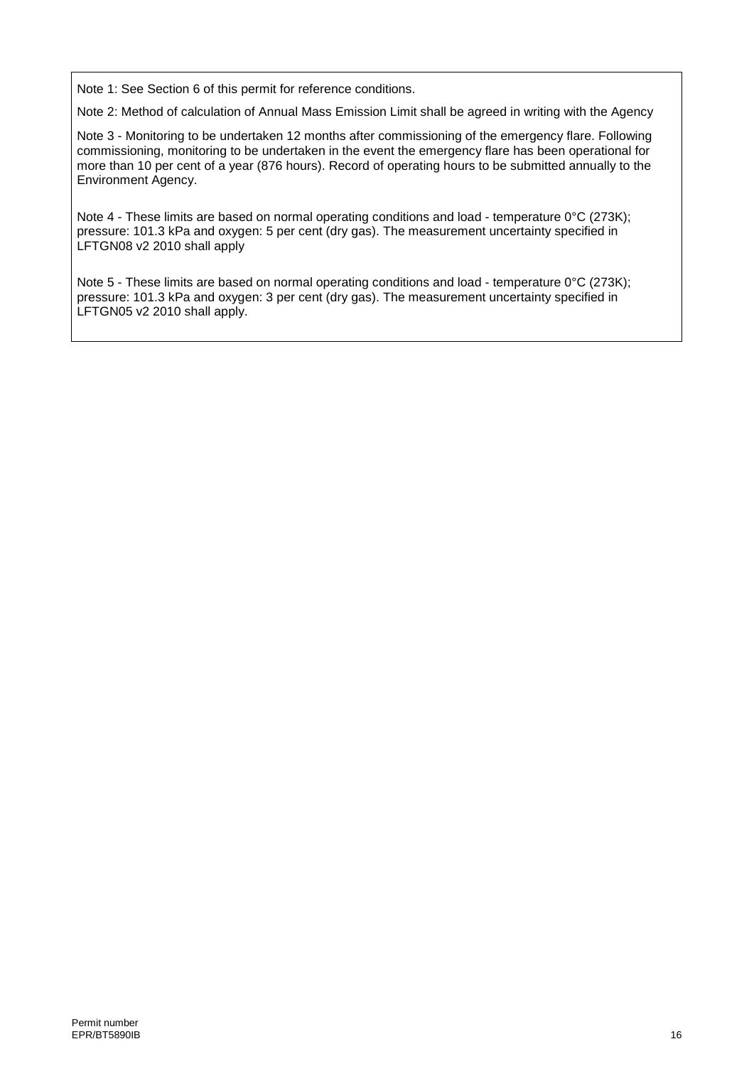Note 1: See Section 6 of this permit for reference conditions.

Note 2: Method of calculation of Annual Mass Emission Limit shall be agreed in writing with the Agency

Note 3 - Monitoring to be undertaken 12 months after commissioning of the emergency flare. Following commissioning, monitoring to be undertaken in the event the emergency flare has been operational for more than 10 per cent of a year (876 hours). Record of operating hours to be submitted annually to the Environment Agency.

Note 4 - These limits are based on normal operating conditions and load - temperature 0°C (273K); pressure: 101.3 kPa and oxygen: 5 per cent (dry gas). The measurement uncertainty specified in LFTGN08 v2 2010 shall apply

Note 5 - These limits are based on normal operating conditions and load - temperature 0°C (273K); pressure: 101.3 kPa and oxygen: 3 per cent (dry gas). The measurement uncertainty specified in LFTGN05 v2 2010 shall apply.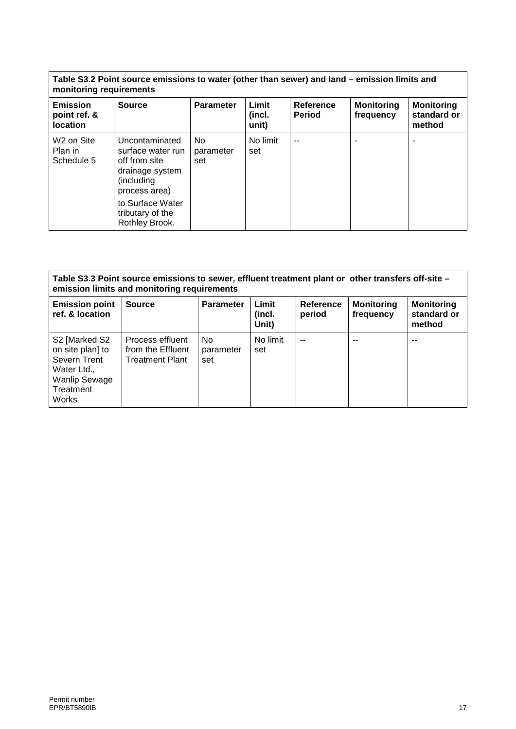| Table S3.2 Point source emissions to water (other than sewer) and land – emission limits and monitoring requirements | | | | | | |
|---|---|---|---|---|---|---|
| **Emission point ref. & location** | **Source** | **Parameter** | **Limit (incl. unit)** | **Reference Period** | **Monitoring frequency** | **Monitoring standard or method** |
| W2 on Site Plan in Schedule 5 | Uncontaminated surface water run off from site drainage system (including process area) to Surface Water tributary of the Rothley Brook. | No parameter set | No limit set | -- | - | - |

| Table S3.3 Point source emissions to sewer, effluent treatment plant or other transfers off-site – emission limits and monitoring requirements | | | | | | |
|---|---|---|---|---|---|---|
| **Emission point ref. & location** | **Source** | **Parameter** | **Limit (incl. Unit)** | **Reference period** | **Monitoring frequency** | **Monitoring standard or method** |
| S2 [Marked S2 on site plan] to Severn Trent Water Ltd., Wanlip Sewage Treatment Works | Process effluent from the Effluent Treatment Plant | No parameter set | No limit set | -- | -- | -- |

Permit number
EPR/BT5890IB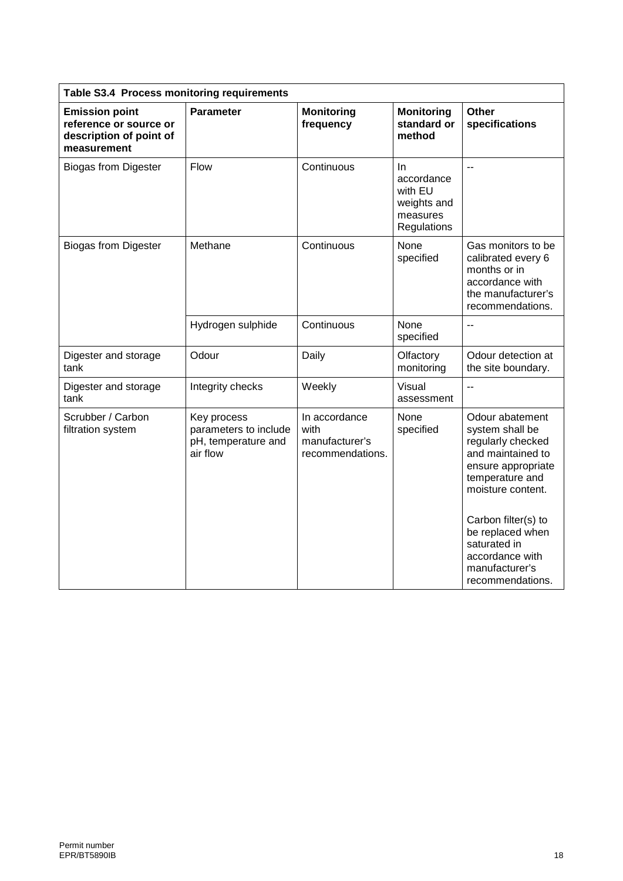| Table S3.4 Process monitoring requirements | | | | |
|---|---|---|---|---|
| **Emission point reference or source or description of point of measurement** | **Parameter** | **Monitoring frequency** | **Monitoring standard or method** | **Other specifications** |
| Biogas from Digester | Flow | Continuous | In accordance with EU weights and measures Regulations | -- |
| Biogas from Digester | Methane | Continuous | None specified | Gas monitors to be calibrated every 6 months or in accordance with the manufacturer's recommendations. |
| | Hydrogen sulphide | Continuous | None specified | -- |
| Digester and storage tank | Odour | Daily | Olfactory monitoring | Odour detection at the site boundary. |
| Digester and storage tank | Integrity checks | Weekly | Visual assessment | -- |
| Scrubber / Carbon filtration system | Key process parameters to include pH, temperature and air flow | In accordance with manufacturer's recommendations. | None specified | Odour abatement system shall be regularly checked and maintained to ensure appropriate temperature and moisture content.<br><br>Carbon filter(s) to be replaced when saturated in accordance with manufacturer's recommendations. |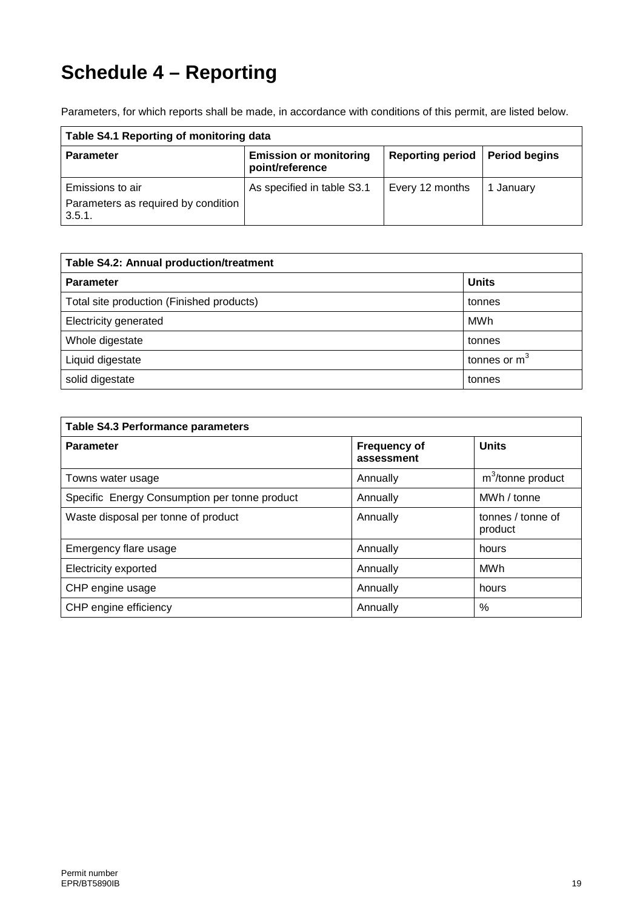# Schedule 4 – Reporting

Parameters, for which reports shall be made, in accordance with conditions of this permit, are listed below.

| Table S4.1 Reporting of monitoring data | | | |
|---|---|---|---|
| **Parameter** | **Emission or monitoring point/reference** | **Reporting period** | **Period begins** |
| Emissions to air<br>Parameters as required by condition 3.5.1. | As specified in table S3.1 | Every 12 months | 1 January |

| Table S4.2: Annual production/treatment | |
|---|---|
| **Parameter** | **Units** |
| Total site production (Finished products) | tonnes |
| Electricity generated | MWh |
| Whole digestate | tonnes |
| Liquid digestate | tonnes or $m^3$ |
| solid digestate | tonnes |

| Table S4.3 Performance parameters | | |
|---|---|---|
| **Parameter** | **Frequency of assessment** | **Units** |
| Towns water usage | Annually | $m^3$/tonne product |
| Specific Energy Consumption per tonne product | Annually | MWh / tonne |
| Waste disposal per tonne of product | Annually | tonnes / tonne of product |
| Emergency flare usage | Annually | hours |
| Electricity exported | Annually | MWh |
| CHP engine usage | Annually | hours |
| CHP engine efficiency | Annually | % |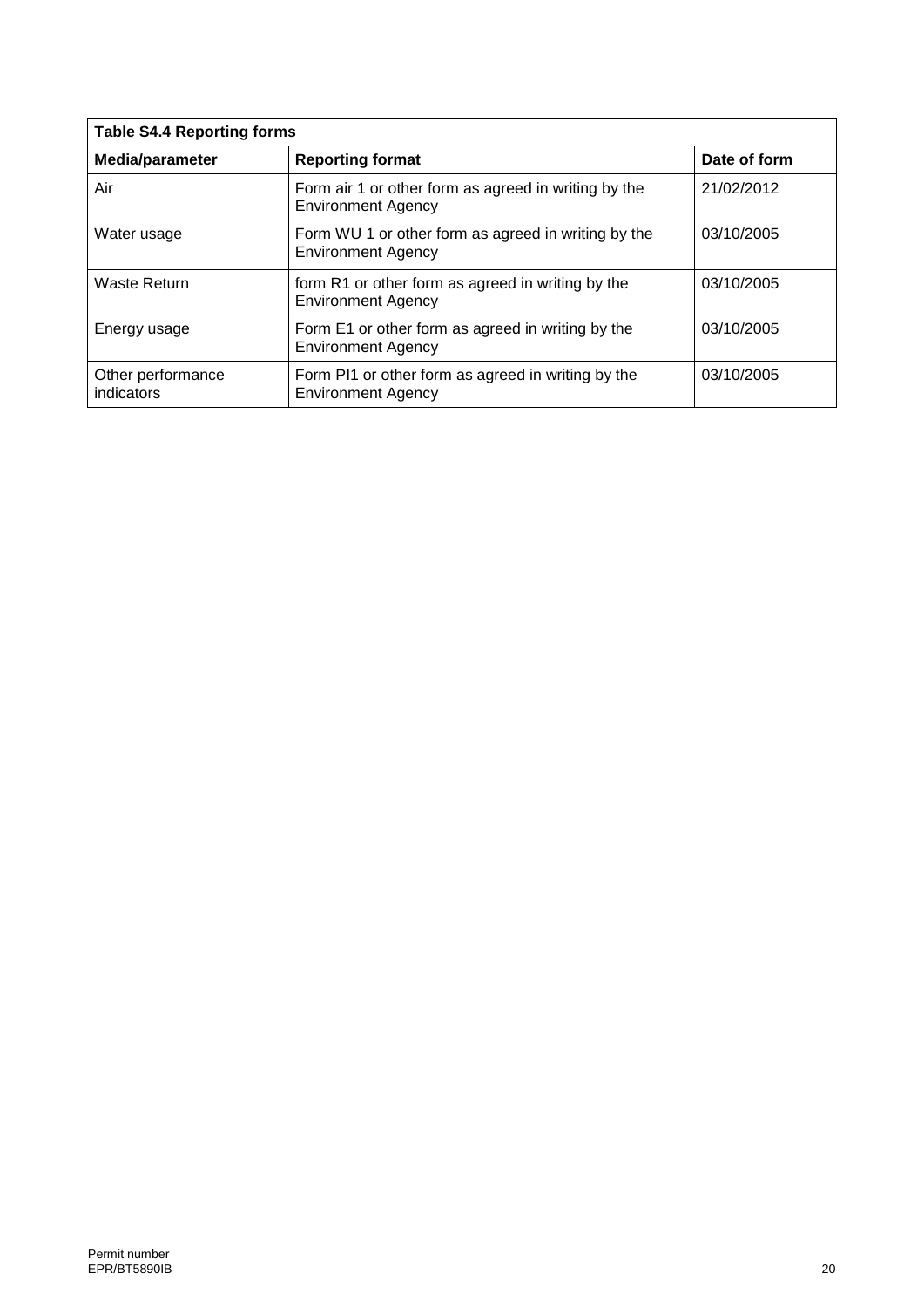| Table S4.4 Reporting forms | | |
|---|---|---|
| **Media/parameter** | **Reporting format** | **Date of form** |
| Air | Form air 1 or other form as agreed in writing by the Environment Agency | 21/02/2012 |
| Water usage | Form WU 1 or other form as agreed in writing by the Environment Agency | 03/10/2005 |
| Waste Return | form R1 or other form as agreed in writing by the Environment Agency | 03/10/2005 |
| Energy usage | Form E1 or other form as agreed in writing by the Environment Agency | 03/10/2005 |
| Other performance indicators | Form PI1 or other form as agreed in writing by the Environment Agency | 03/10/2005 |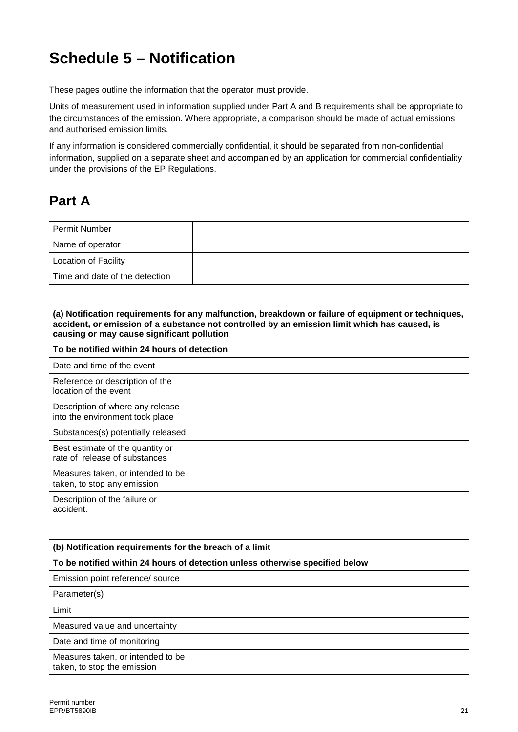# Schedule 5 – Notification

These pages outline the information that the operator must provide.

Units of measurement used in information supplied under Part A and B requirements shall be appropriate to the circumstances of the emission. Where appropriate, a comparison should be made of actual emissions and authorised emission limits.

If any information is considered commercially confidential, it should be separated from non-confidential information, supplied on a separate sheet and accompanied by an application for commercial confidentiality under the provisions of the EP Regulations.

## Part A

| Permit Number | |
|---|---|
| Name of operator | |
| Location of Facility | |
| Time and date of the detection | |

| **(a) Notification requirements for any malfunction, breakdown or failure of equipment or techniques, accident, or emission of a substance not controlled by an emission limit which has caused, is causing or may cause significant pollution** | |
|---|---|
| **To be notified within 24 hours of detection** | |
| Date and time of the event | |
| Reference or description of the location of the event | |
| Description of where any release into the environment took place | |
| Substances(s) potentially released | |
| Best estimate of the quantity or rate of release of substances | |
| Measures taken, or intended to be taken, to stop any emission | |
| Description of the failure or accident. | |

| **(b) Notification requirements for the breach of a limit** | |
|---|---|
| **To be notified within 24 hours of detection unless otherwise specified below** | |
| Emission point reference/ source | |
| Parameter(s) | |
| Limit | |
| Measured value and uncertainty | |
| Date and time of monitoring | |
| Measures taken, or intended to be taken, to stop the emission | |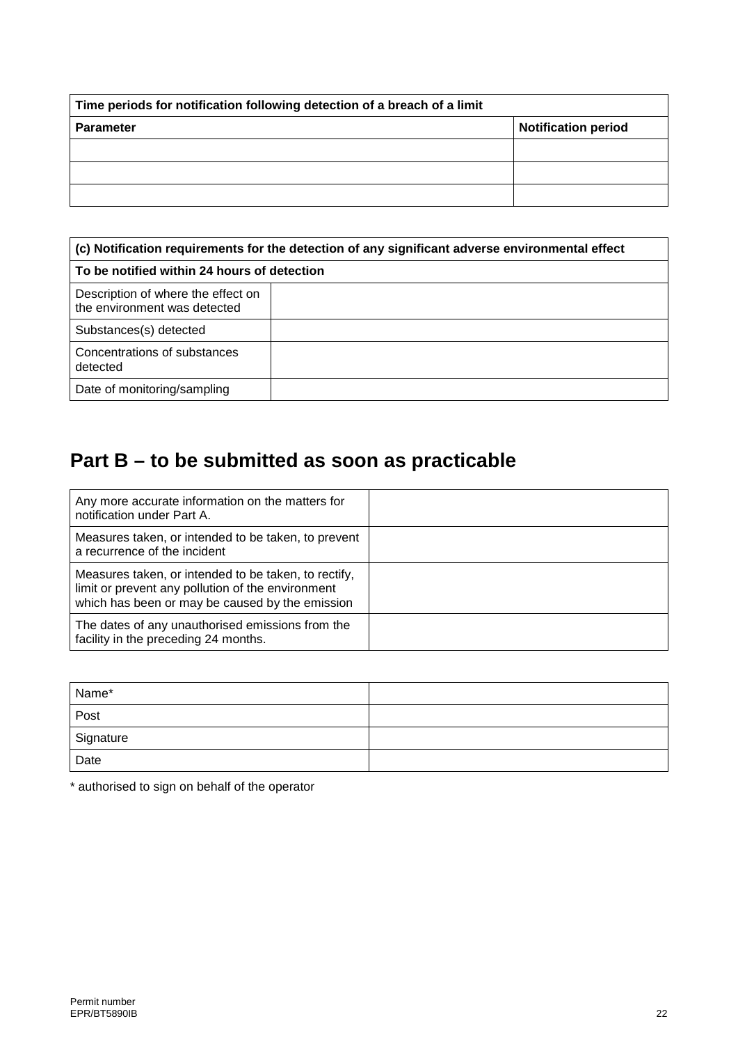| Time periods for notification following detection of a breach of a limit | |
|---|---|
| **Parameter** | **Notification period** |
| | |
| | |
| | |

| (c) Notification requirements for the detection of any significant adverse environmental effect | |
|---|---|
| **To be notified within 24 hours of detection** | |
| Description of where the effect on the environment was detected | |
| Substances(s) detected | |
| Concentrations of substances detected | |
| Date of monitoring/sampling | |

# Part B – to be submitted as soon as practicable

| | |
|---|---|
| Any more accurate information on the matters for notification under Part A. | |
| Measures taken, or intended to be taken, to prevent a recurrence of the incident | |
| Measures taken, or intended to be taken, to rectify, limit or prevent any pollution of the environment which has been or may be caused by the emission | |
| The dates of any unauthorised emissions from the facility in the preceding 24 months. | |

| | |
|---|---|
| Name* | |
| Post | |
| Signature | |
| Date | |

* authorised to sign on behalf of the operator

Permit number
EPR/BT5890IB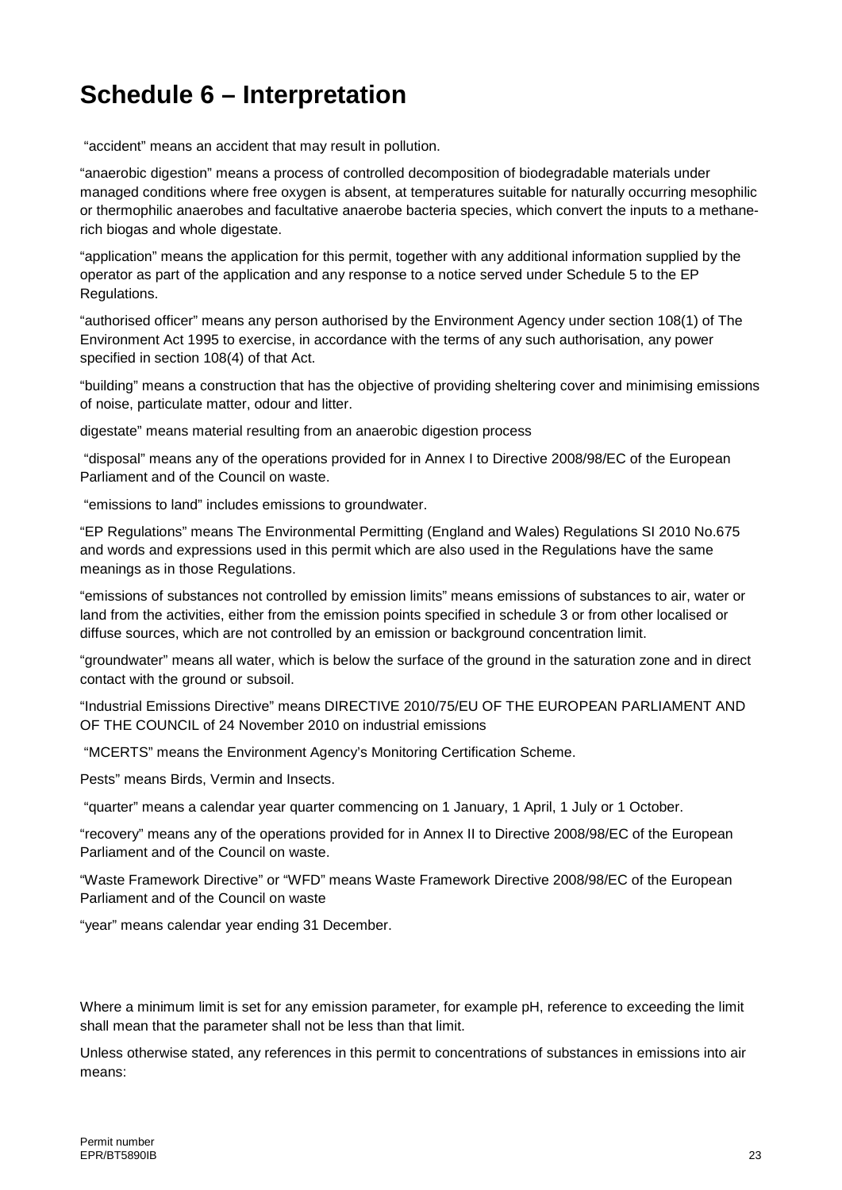# Schedule 6 – Interpretation

"accident" means an accident that may result in pollution.

"anaerobic digestion" means a process of controlled decomposition of biodegradable materials under managed conditions where free oxygen is absent, at temperatures suitable for naturally occurring mesophilic or thermophilic anaerobes and facultative anaerobe bacteria species, which convert the inputs to a methane-rich biogas and whole digestate.

"application" means the application for this permit, together with any additional information supplied by the operator as part of the application and any response to a notice served under Schedule 5 to the EP Regulations.

"authorised officer" means any person authorised by the Environment Agency under section 108(1) of The Environment Act 1995 to exercise, in accordance with the terms of any such authorisation, any power specified in section 108(4) of that Act.

"building" means a construction that has the objective of providing sheltering cover and minimising emissions of noise, particulate matter, odour and litter.

digestate" means material resulting from an anaerobic digestion process

"disposal" means any of the operations provided for in Annex I to Directive 2008/98/EC of the European Parliament and of the Council on waste.

"emissions to land" includes emissions to groundwater.

"EP Regulations" means The Environmental Permitting (England and Wales) Regulations SI 2010 No.675 and words and expressions used in this permit which are also used in the Regulations have the same meanings as in those Regulations.

"emissions of substances not controlled by emission limits" means emissions of substances to air, water or land from the activities, either from the emission points specified in schedule 3 or from other localised or diffuse sources, which are not controlled by an emission or background concentration limit.

"groundwater" means all water, which is below the surface of the ground in the saturation zone and in direct contact with the ground or subsoil.

"Industrial Emissions Directive" means DIRECTIVE 2010/75/EU OF THE EUROPEAN PARLIAMENT AND OF THE COUNCIL of 24 November 2010 on industrial emissions

"MCERTS" means the Environment Agency's Monitoring Certification Scheme.

Pests" means Birds, Vermin and Insects.

"quarter" means a calendar year quarter commencing on 1 January, 1 April, 1 July or 1 October.

"recovery" means any of the operations provided for in Annex II to Directive 2008/98/EC of the European Parliament and of the Council on waste.

"Waste Framework Directive" or "WFD" means Waste Framework Directive 2008/98/EC of the European Parliament and of the Council on waste

"year" means calendar year ending 31 December.

Where a minimum limit is set for any emission parameter, for example pH, reference to exceeding the limit shall mean that the parameter shall not be less than that limit.

Unless otherwise stated, any references in this permit to concentrations of substances in emissions into air means: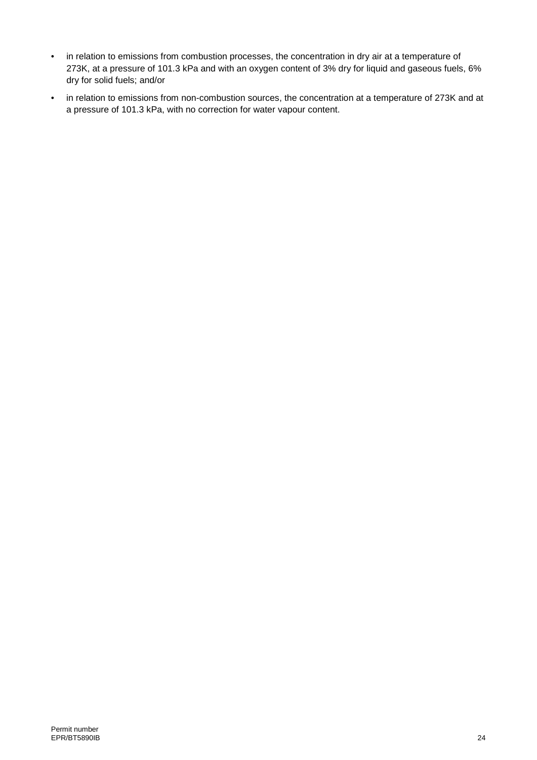- in relation to emissions from combustion processes, the concentration in dry air at a temperature of 273K, at a pressure of 101.3 kPa and with an oxygen content of 3% dry for liquid and gaseous fuels, 6% dry for solid fuels; and/or
- in relation to emissions from non-combustion sources, the concentration at a temperature of 273K and at a pressure of 101.3 kPa, with no correction for water vapour content.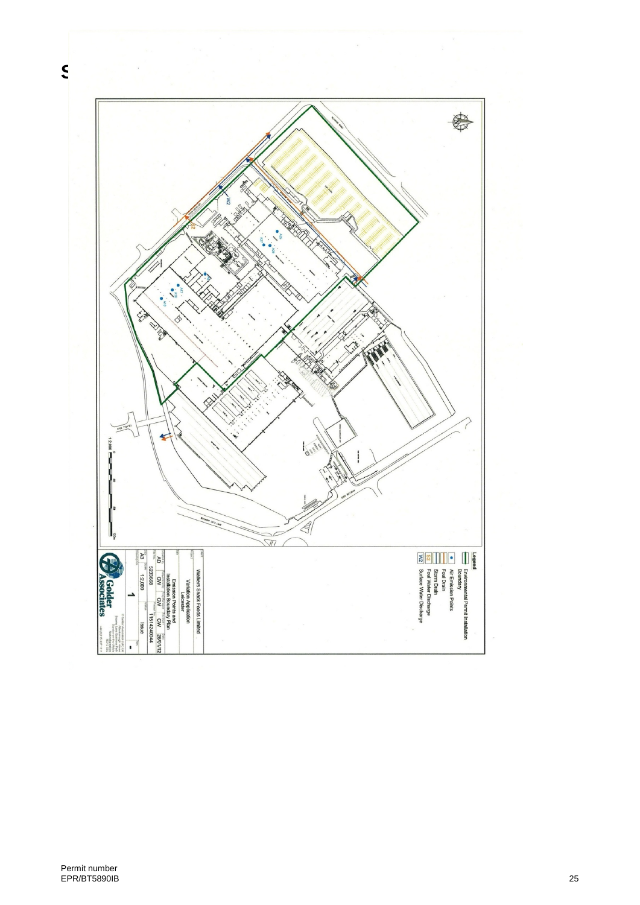S

**Legend**

- Environmental Permit Installation Boundary
- Air Emission Points
- Foul Drain
- Storm Drain
- S2 Foul Water Discharge
- W2 Surface Water Discharge

Walkers Snack Foods Limited

Variation Application

Leicester

Emission Points and Installation Boundary Plan

| AD | CW | CW | CW | 20/01/12 |
|---|---|---|---|---|
| 5233668 | | 11514240044 | | |
| A3 | 1:2,000 | Issue | | |
| 1 | | | | |

Golder Associates

1:2,000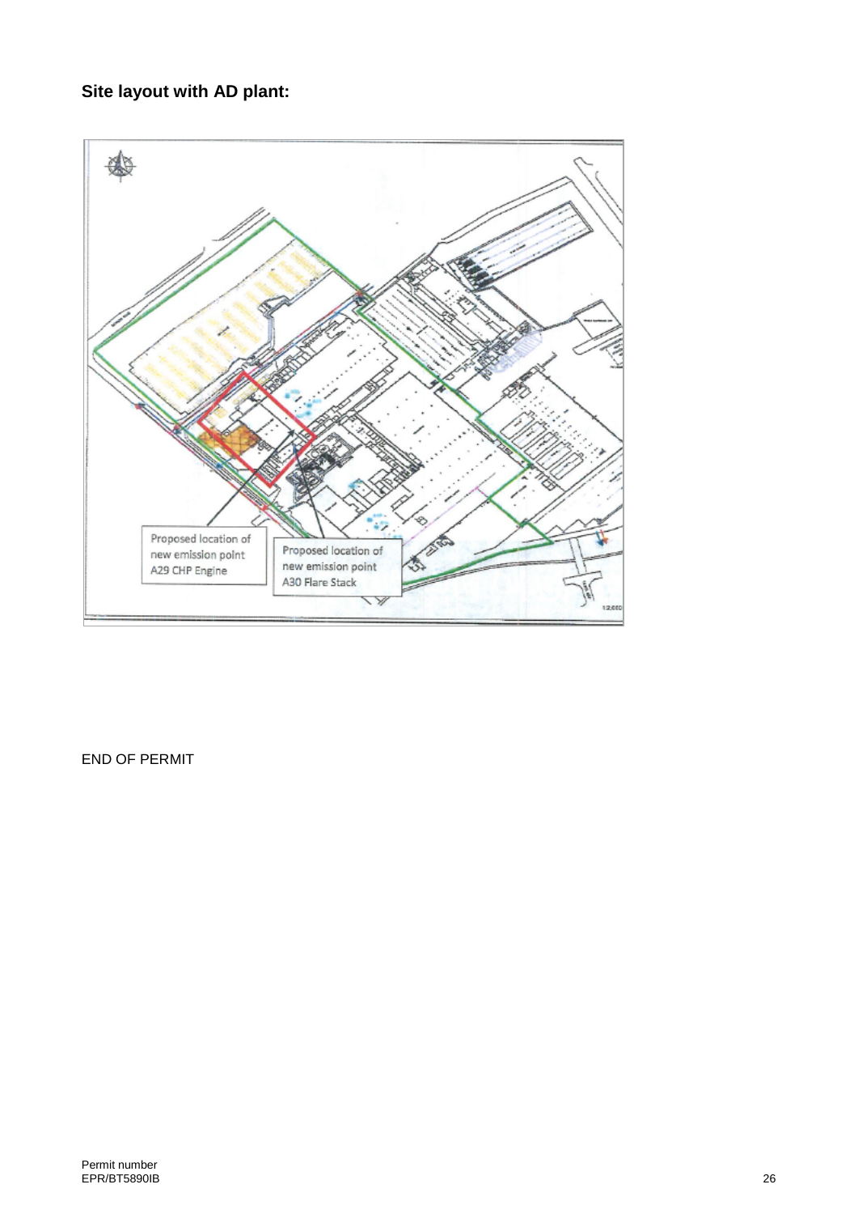**Site layout with AD plant:**

Proposed location of new emission point A29 CHP Engine

Proposed location of new emission point A30 Flare Stack

END OF PERMIT